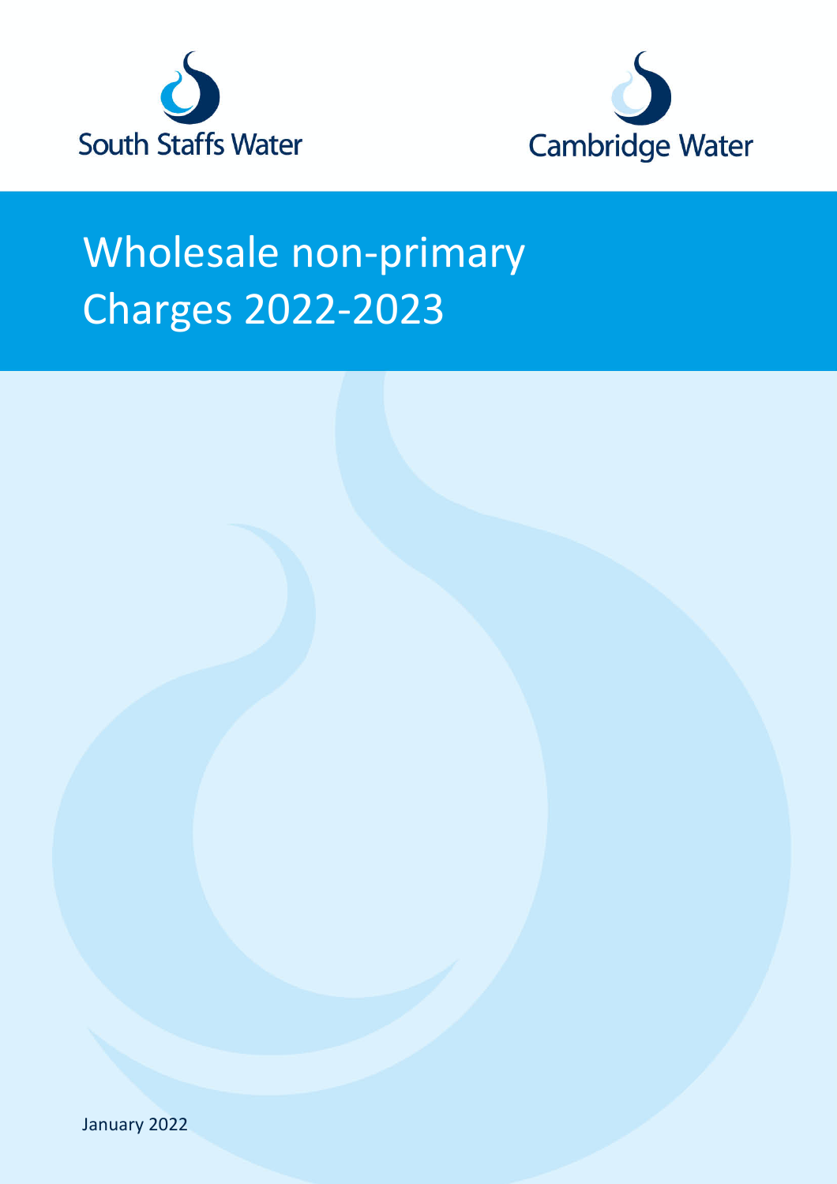South Staffs Water

Cambridge Water

# Wholesale non-primary Charges 2022-2023

January 2022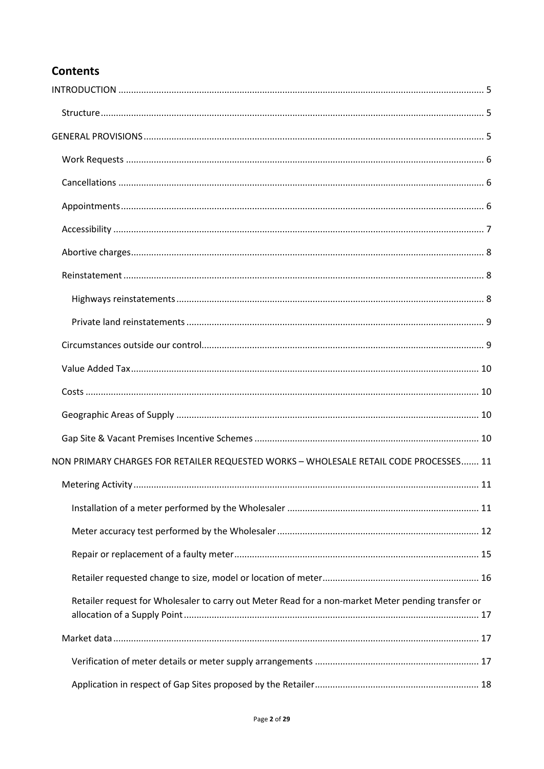## Contents

INTRODUCTION ... 5

- Structure ... 5

GENERAL PROVISIONS ... 5

- Work Requests ... 6
- Cancellations ... 6
- Appointments ... 6
- Accessibility ... 7
- Abortive charges ... 8
- Reinstatement ... 8
  - Highways reinstatements ... 8
  - Private land reinstatements ... 9
- Circumstances outside our control ... 9
- Value Added Tax ... 10
- Costs ... 10
- Geographic Areas of Supply ... 10
- Gap Site & Vacant Premises Incentive Schemes ... 10

NON PRIMARY CHARGES FOR RETAILER REQUESTED WORKS – WHOLESALE RETAIL CODE PROCESSES ... 11

- Metering Activity ... 11
  - Installation of a meter performed by the Wholesaler ... 11
  - Meter accuracy test performed by the Wholesaler ... 12
  - Repair or replacement of a faulty meter ... 15
  - Retailer requested change to size, model or location of meter ... 16
  - Retailer request for Wholesaler to carry out Meter Read for a non-market Meter pending transfer or allocation of a Supply Point ... 17
- Market data ... 17
  - Verification of meter details or meter supply arrangements ... 17
  - Application in respect of Gap Sites proposed by the Retailer ... 18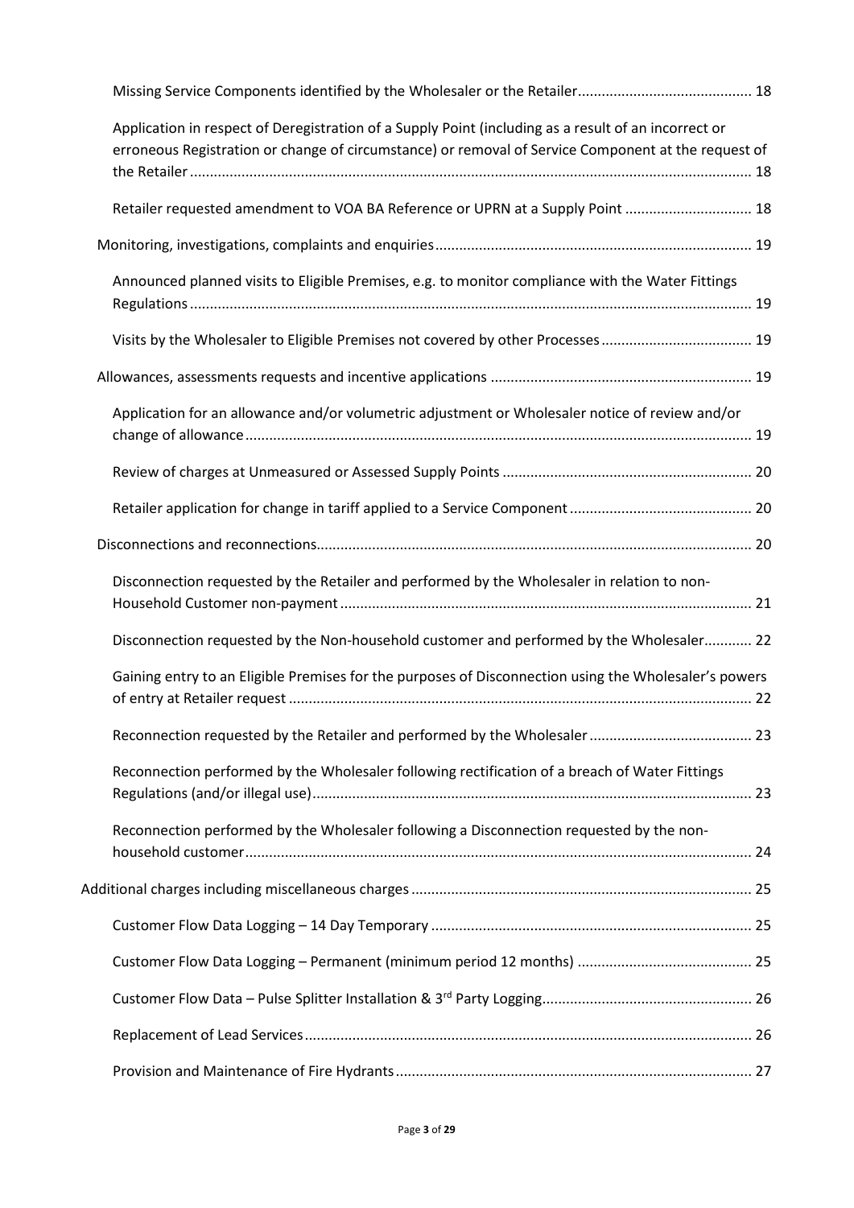Missing Service Components identified by the Wholesaler or the Retailer ........................................... 18

Application in respect of Deregistration of a Supply Point (including as a result of an incorrect or erroneous Registration or change of circumstance) or removal of Service Component at the request of the Retailer ........................................................................................................................................... 18

Retailer requested amendment to VOA BA Reference or UPRN at a Supply Point ................................ 18

Monitoring, investigations, complaints and enquiries ............................................................................... 19

Announced planned visits to Eligible Premises, e.g. to monitor compliance with the Water Fittings Regulations ........................................................................................................................................... 19

Visits by the Wholesaler to Eligible Premises not covered by other Processes ...................................... 19

Allowances, assessments requests and incentive applications ................................................................. 19

Application for an allowance and/or volumetric adjustment or Wholesaler notice of review and/or change of allowance ............................................................................................................................. 19

Review of charges at Unmeasured or Assessed Supply Points .............................................................. 20

Retailer application for change in tariff applied to a Service Component ............................................. 20

Disconnections and reconnections ............................................................................................................ 20

Disconnection requested by the Retailer and performed by the Wholesaler in relation to non-Household Customer non-payment ...................................................................................................... 21

Disconnection requested by the Non-household customer and performed by the Wholesaler ............ 22

Gaining entry to an Eligible Premises for the purposes of Disconnection using the Wholesaler's powers of entry at Retailer request ................................................................................................................... 22

Reconnection requested by the Retailer and performed by the Wholesaler ........................................ 23

Reconnection performed by the Wholesaler following rectification of a breach of Water Fittings Regulations (and/or illegal use) ............................................................................................................. 23

Reconnection performed by the Wholesaler following a Disconnection requested by the non-household customer .............................................................................................................................. 24

Additional charges including miscellaneous charges .................................................................................... 25

Customer Flow Data Logging – 14 Day Temporary ................................................................................ 25

Customer Flow Data Logging – Permanent (minimum period 12 months) ........................................... 25

Customer Flow Data – Pulse Splitter Installation & 3rd Party Logging .................................................... 26

Replacement of Lead Services ............................................................................................................... 26

Provision and Maintenance of Fire Hydrants ........................................................................................ 27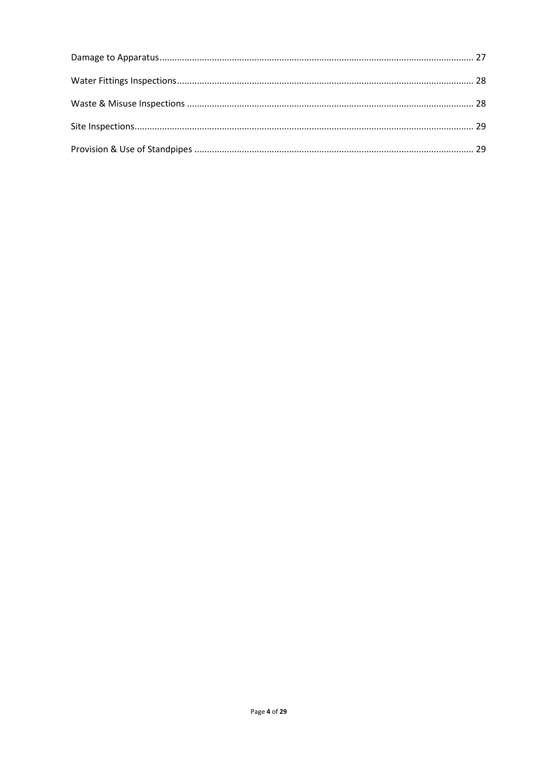Damage to Apparatus ........................................................................................................................ 27

Water Fittings Inspections.................................................................................................................. 28

Waste & Misuse Inspections .............................................................................................................. 28

Site Inspections.................................................................................................................................. 29

Provision & Use of Standpipes ........................................................................................................... 29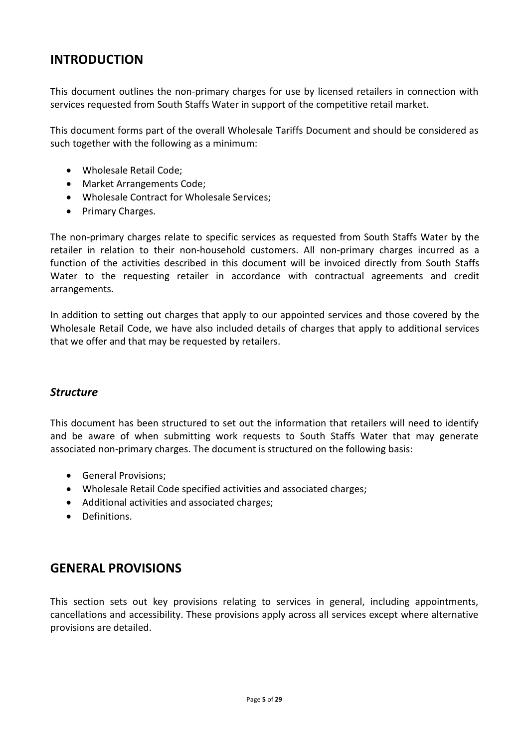## INTRODUCTION

This document outlines the non-primary charges for use by licensed retailers in connection with services requested from South Staffs Water in support of the competitive retail market.

This document forms part of the overall Wholesale Tariffs Document and should be considered as such together with the following as a minimum:

- Wholesale Retail Code;
- Market Arrangements Code;
- Wholesale Contract for Wholesale Services;
- Primary Charges.

The non-primary charges relate to specific services as requested from South Staffs Water by the retailer in relation to their non-household customers. All non-primary charges incurred as a function of the activities described in this document will be invoiced directly from South Staffs Water to the requesting retailer in accordance with contractual agreements and credit arrangements.

In addition to setting out charges that apply to our appointed services and those covered by the Wholesale Retail Code, we have also included details of charges that apply to additional services that we offer and that may be requested by retailers.

### *Structure*

This document has been structured to set out the information that retailers will need to identify and be aware of when submitting work requests to South Staffs Water that may generate associated non-primary charges. The document is structured on the following basis:

- General Provisions;
- Wholesale Retail Code specified activities and associated charges;
- Additional activities and associated charges;
- Definitions.

## GENERAL PROVISIONS

This section sets out key provisions relating to services in general, including appointments, cancellations and accessibility. These provisions apply across all services except where alternative provisions are detailed.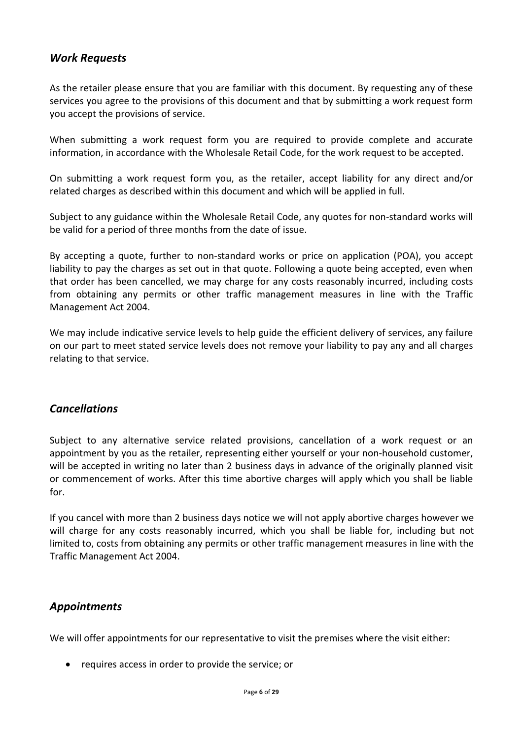## *Work Requests*

As the retailer please ensure that you are familiar with this document. By requesting any of these services you agree to the provisions of this document and that by submitting a work request form you accept the provisions of service.

When submitting a work request form you are required to provide complete and accurate information, in accordance with the Wholesale Retail Code, for the work request to be accepted.

On submitting a work request form you, as the retailer, accept liability for any direct and/or related charges as described within this document and which will be applied in full.

Subject to any guidance within the Wholesale Retail Code, any quotes for non-standard works will be valid for a period of three months from the date of issue.

By accepting a quote, further to non-standard works or price on application (POA), you accept liability to pay the charges as set out in that quote. Following a quote being accepted, even when that order has been cancelled, we may charge for any costs reasonably incurred, including costs from obtaining any permits or other traffic management measures in line with the Traffic Management Act 2004.

We may include indicative service levels to help guide the efficient delivery of services, any failure on our part to meet stated service levels does not remove your liability to pay any and all charges relating to that service.

## *Cancellations*

Subject to any alternative service related provisions, cancellation of a work request or an appointment by you as the retailer, representing either yourself or your non-household customer, will be accepted in writing no later than 2 business days in advance of the originally planned visit or commencement of works. After this time abortive charges will apply which you shall be liable for.

If you cancel with more than 2 business days notice we will not apply abortive charges however we will charge for any costs reasonably incurred, which you shall be liable for, including but not limited to, costs from obtaining any permits or other traffic management measures in line with the Traffic Management Act 2004.

## *Appointments*

We will offer appointments for our representative to visit the premises where the visit either:

- requires access in order to provide the service; or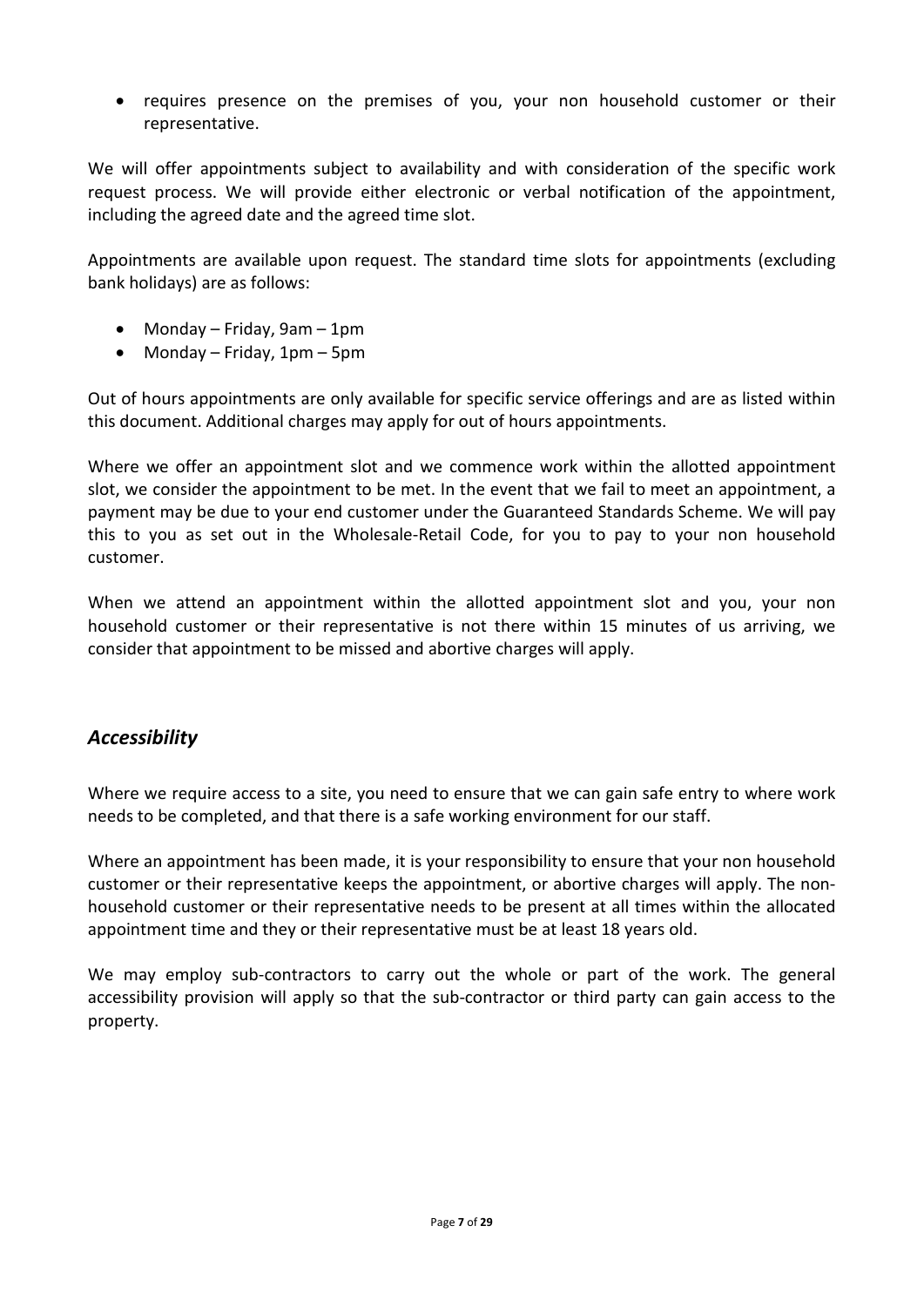- requires presence on the premises of you, your non household customer or their representative.

We will offer appointments subject to availability and with consideration of the specific work request process. We will provide either electronic or verbal notification of the appointment, including the agreed date and the agreed time slot.

Appointments are available upon request. The standard time slots for appointments (excluding bank holidays) are as follows:

- Monday – Friday, 9am – 1pm
- Monday – Friday, 1pm – 5pm

Out of hours appointments are only available for specific service offerings and are as listed within this document. Additional charges may apply for out of hours appointments.

Where we offer an appointment slot and we commence work within the allotted appointment slot, we consider the appointment to be met. In the event that we fail to meet an appointment, a payment may be due to your end customer under the Guaranteed Standards Scheme. We will pay this to you as set out in the Wholesale-Retail Code, for you to pay to your non household customer.

When we attend an appointment within the allotted appointment slot and you, your non household customer or their representative is not there within 15 minutes of us arriving, we consider that appointment to be missed and abortive charges will apply.

## *Accessibility*

Where we require access to a site, you need to ensure that we can gain safe entry to where work needs to be completed, and that there is a safe working environment for our staff.

Where an appointment has been made, it is your responsibility to ensure that your non household customer or their representative keeps the appointment, or abortive charges will apply. The non-household customer or their representative needs to be present at all times within the allocated appointment time and they or their representative must be at least 18 years old.

We may employ sub-contractors to carry out the whole or part of the work. The general accessibility provision will apply so that the sub-contractor or third party can gain access to the property.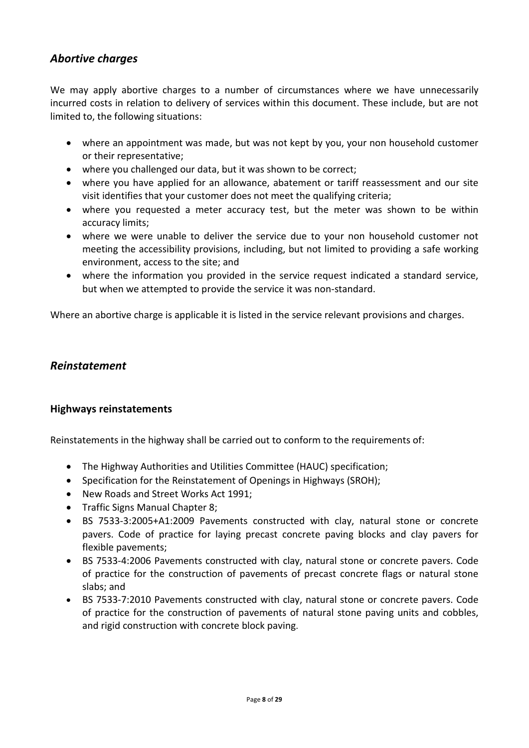## *Abortive charges*

We may apply abortive charges to a number of circumstances where we have unnecessarily incurred costs in relation to delivery of services within this document. These include, but are not limited to, the following situations:

- where an appointment was made, but was not kept by you, your non household customer or their representative;
- where you challenged our data, but it was shown to be correct;
- where you have applied for an allowance, abatement or tariff reassessment and our site visit identifies that your customer does not meet the qualifying criteria;
- where you requested a meter accuracy test, but the meter was shown to be within accuracy limits;
- where we were unable to deliver the service due to your non household customer not meeting the accessibility provisions, including, but not limited to providing a safe working environment, access to the site; and
- where the information you provided in the service request indicated a standard service, but when we attempted to provide the service it was non-standard.

Where an abortive charge is applicable it is listed in the service relevant provisions and charges.

## *Reinstatement*

### **Highways reinstatements**

Reinstatements in the highway shall be carried out to conform to the requirements of:

- The Highway Authorities and Utilities Committee (HAUC) specification;
- Specification for the Reinstatement of Openings in Highways (SROH);
- New Roads and Street Works Act 1991;
- Traffic Signs Manual Chapter 8;
- BS 7533-3:2005+A1:2009 Pavements constructed with clay, natural stone or concrete pavers. Code of practice for laying precast concrete paving blocks and clay pavers for flexible pavements;
- BS 7533-4:2006 Pavements constructed with clay, natural stone or concrete pavers. Code of practice for the construction of pavements of precast concrete flags or natural stone slabs; and
- BS 7533-7:2010 Pavements constructed with clay, natural stone or concrete pavers. Code of practice for the construction of pavements of natural stone paving units and cobbles, and rigid construction with concrete block paving.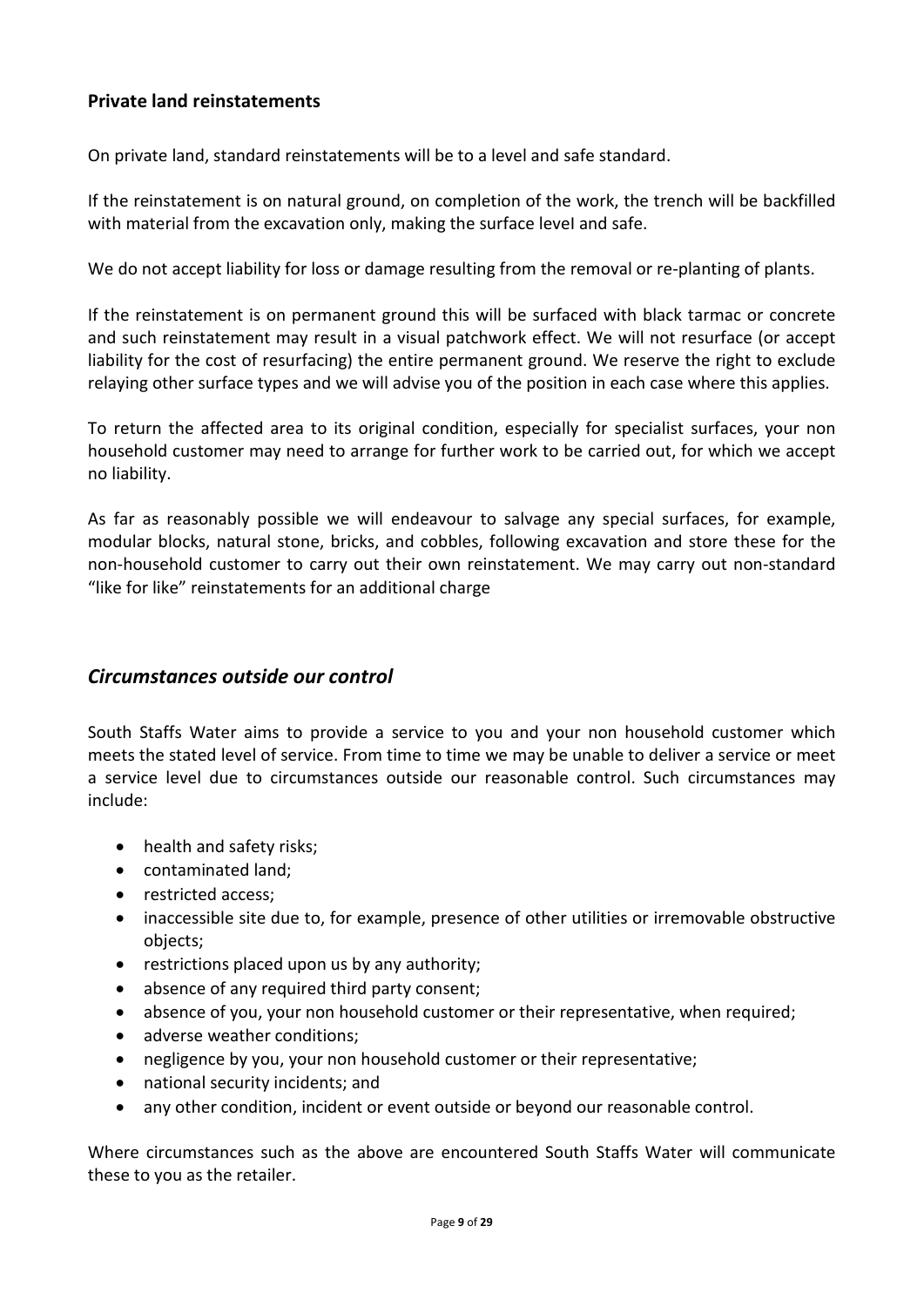### Private land reinstatements

On private land, standard reinstatements will be to a level and safe standard.

If the reinstatement is on natural ground, on completion of the work, the trench will be backfilled with material from the excavation only, making the surface level and safe.

We do not accept liability for loss or damage resulting from the removal or re-planting of plants.

If the reinstatement is on permanent ground this will be surfaced with black tarmac or concrete and such reinstatement may result in a visual patchwork effect. We will not resurface (or accept liability for the cost of resurfacing) the entire permanent ground. We reserve the right to exclude relaying other surface types and we will advise you of the position in each case where this applies.

To return the affected area to its original condition, especially for specialist surfaces, your non household customer may need to arrange for further work to be carried out, for which we accept no liability.

As far as reasonably possible we will endeavour to salvage any special surfaces, for example, modular blocks, natural stone, bricks, and cobbles, following excavation and store these for the non-household customer to carry out their own reinstatement. We may carry out non-standard "like for like" reinstatements for an additional charge

## *Circumstances outside our control*

South Staffs Water aims to provide a service to you and your non household customer which meets the stated level of service. From time to time we may be unable to deliver a service or meet a service level due to circumstances outside our reasonable control. Such circumstances may include:

- health and safety risks;
- contaminated land;
- restricted access;
- inaccessible site due to, for example, presence of other utilities or irremovable obstructive objects;
- restrictions placed upon us by any authority;
- absence of any required third party consent;
- absence of you, your non household customer or their representative, when required;
- adverse weather conditions;
- negligence by you, your non household customer or their representative;
- national security incidents; and
- any other condition, incident or event outside or beyond our reasonable control.

Where circumstances such as the above are encountered South Staffs Water will communicate these to you as the retailer.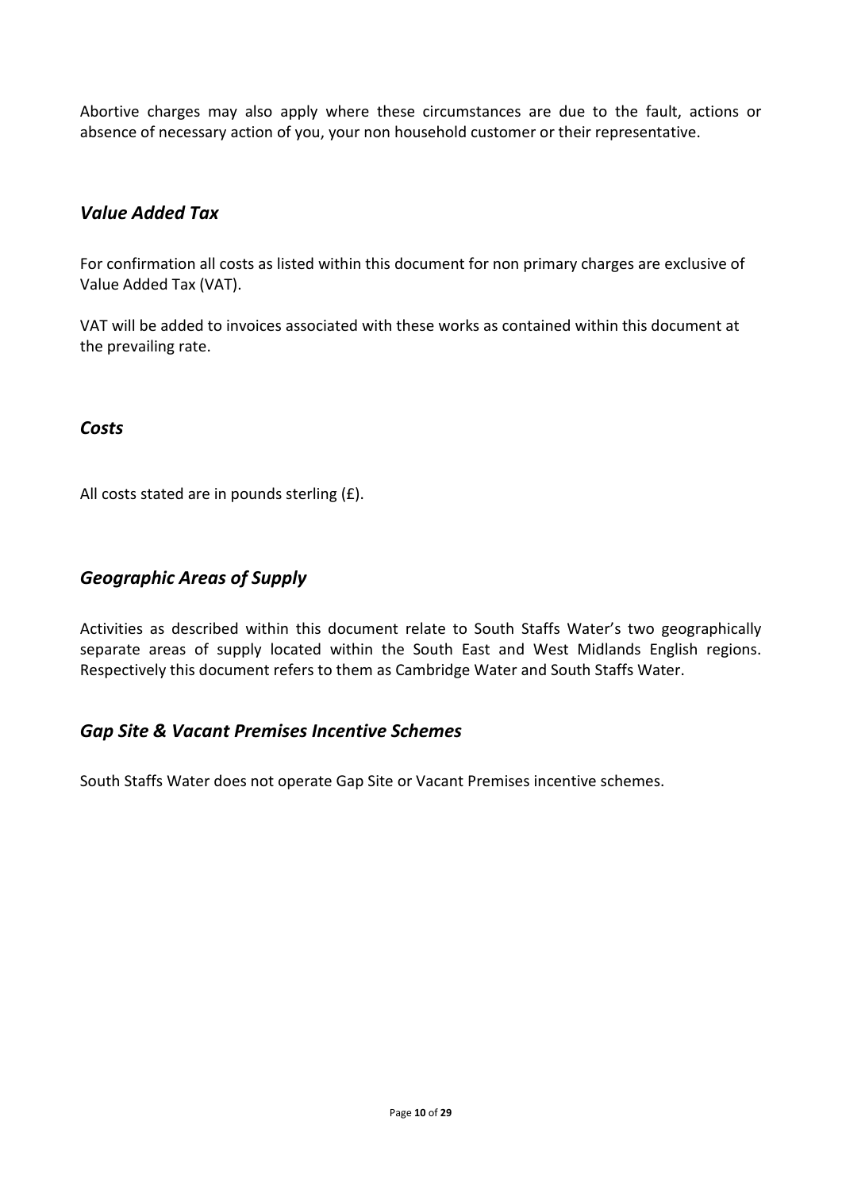Abortive charges may also apply where these circumstances are due to the fault, actions or absence of necessary action of you, your non household customer or their representative.

## *Value Added Tax*

For confirmation all costs as listed within this document for non primary charges are exclusive of Value Added Tax (VAT).

VAT will be added to invoices associated with these works as contained within this document at the prevailing rate.

## *Costs*

All costs stated are in pounds sterling (£).

## *Geographic Areas of Supply*

Activities as described within this document relate to South Staffs Water's two geographically separate areas of supply located within the South East and West Midlands English regions. Respectively this document refers to them as Cambridge Water and South Staffs Water.

## *Gap Site & Vacant Premises Incentive Schemes*

South Staffs Water does not operate Gap Site or Vacant Premises incentive schemes.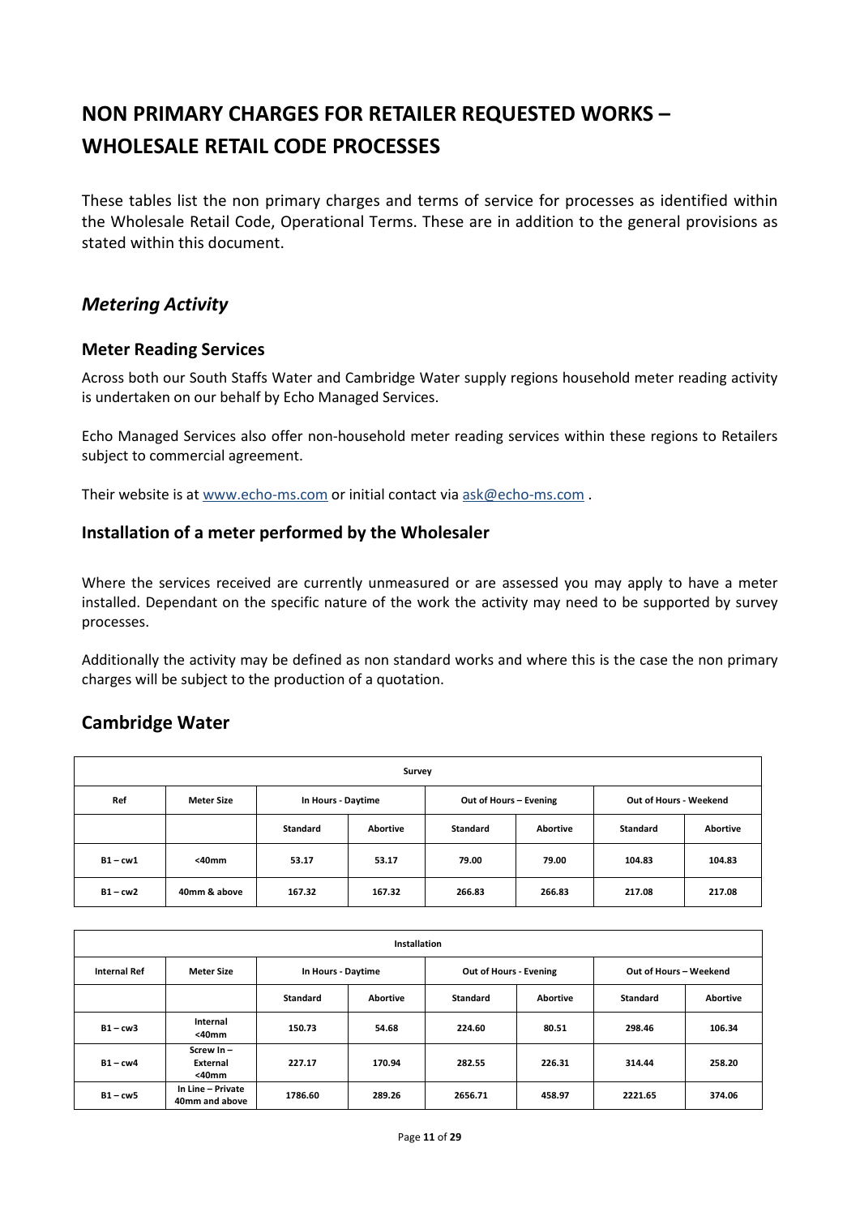# NON PRIMARY CHARGES FOR RETAILER REQUESTED WORKS – WHOLESALE RETAIL CODE PROCESSES

These tables list the non primary charges and terms of service for processes as identified within the Wholesale Retail Code, Operational Terms. These are in addition to the general provisions as stated within this document.

## *Metering Activity*

### Meter Reading Services

Across both our South Staffs Water and Cambridge Water supply regions household meter reading activity is undertaken on our behalf by Echo Managed Services.

Echo Managed Services also offer non-household meter reading services within these regions to Retailers subject to commercial agreement.

Their website is at www.echo-ms.com or initial contact via ask@echo-ms.com .

### Installation of a meter performed by the Wholesaler

Where the services received are currently unmeasured or are assessed you may apply to have a meter installed. Dependant on the specific nature of the work the activity may need to be supported by survey processes.

Additionally the activity may be defined as non standard works and where this is the case the non primary charges will be subject to the production of a quotation.

## Cambridge Water

| Survey | | | | | | | |
|---|---|---|---|---|---|---|---|
| Ref | Meter Size | In Hours - Daytime | | Out of Hours – Evening | | Out of Hours - Weekend | |
| | | Standard | Abortive | Standard | Abortive | Standard | Abortive |
| B1 – cw1 | <40mm | 53.17 | 53.17 | 79.00 | 79.00 | 104.83 | 104.83 |
| B1 – cw2 | 40mm & above | 167.32 | 167.32 | 266.83 | 266.83 | 217.08 | 217.08 |

| Installation | | | | | | | |
|---|---|---|---|---|---|---|---|
| Internal Ref | Meter Size | In Hours - Daytime | | Out of Hours - Evening | | Out of Hours – Weekend | |
| | | Standard | Abortive | Standard | Abortive | Standard | Abortive |
| B1 – cw3 | Internal <40mm | 150.73 | 54.68 | 224.60 | 80.51 | 298.46 | 106.34 |
| B1 – cw4 | Screw In – External <40mm | 227.17 | 170.94 | 282.55 | 226.31 | 314.44 | 258.20 |
| B1 – cw5 | In Line – Private 40mm and above | 1786.60 | 289.26 | 2656.71 | 458.97 | 2221.65 | 374.06 |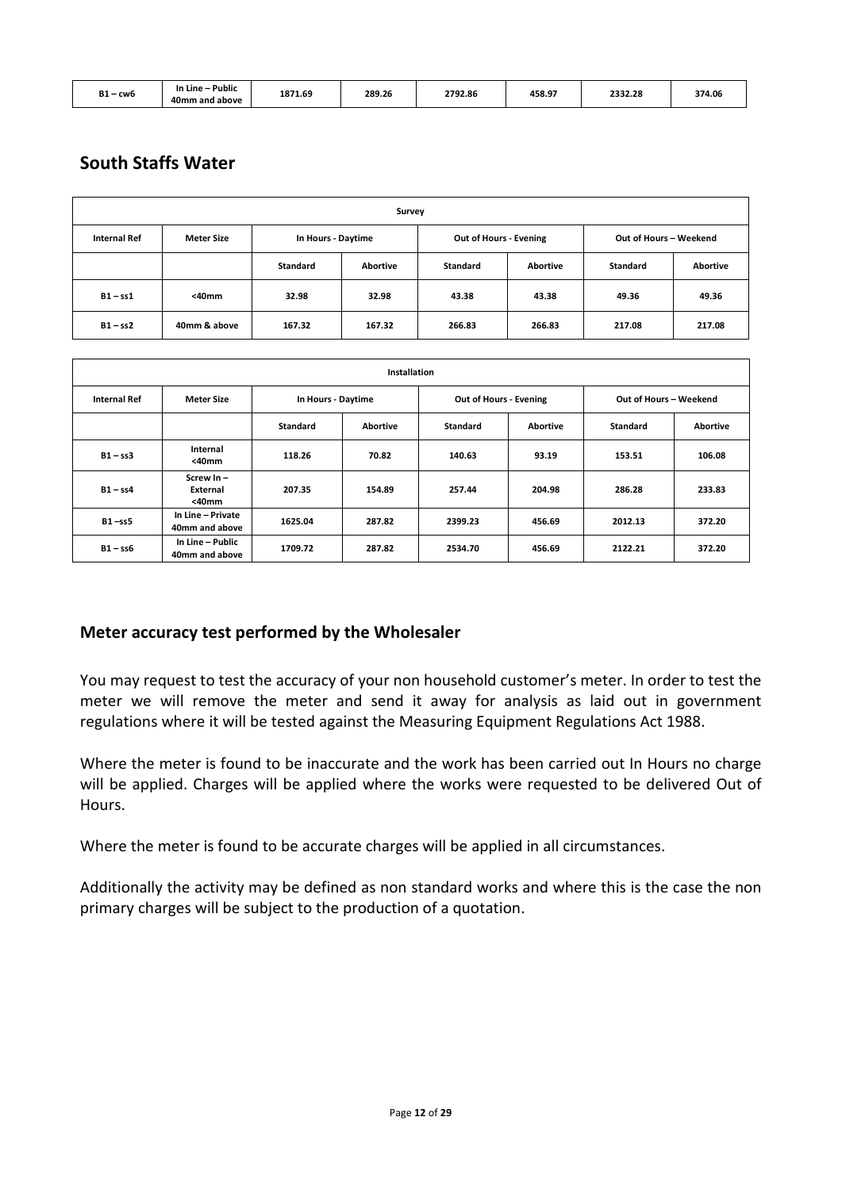| B1 – cw6 | In Line – Public 40mm and above | 1871.69 | 289.26 | 2792.86 | 458.97 | 2332.28 | 374.06 |
|---|---|---|---|---|---|---|---|

## South Staffs Water

| Survey | | | | | | | |
|---|---|---|---|---|---|---|---|
| **Internal Ref** | **Meter Size** | **In Hours - Daytime** | | **Out of Hours - Evening** | | **Out of Hours – Weekend** | |
| | | **Standard** | **Abortive** | **Standard** | **Abortive** | **Standard** | **Abortive** |
| B1 – ss1 | <40mm | 32.98 | 32.98 | 43.38 | 43.38 | 49.36 | 49.36 |
| B1 – ss2 | 40mm & above | 167.32 | 167.32 | 266.83 | 266.83 | 217.08 | 217.08 |

| Installation | | | | | | | |
|---|---|---|---|---|---|---|---|
| **Internal Ref** | **Meter Size** | **In Hours - Daytime** | | **Out of Hours - Evening** | | **Out of Hours – Weekend** | |
| | | **Standard** | **Abortive** | **Standard** | **Abortive** | **Standard** | **Abortive** |
| B1 – ss3 | Internal <40mm | 118.26 | 70.82 | 140.63 | 93.19 | 153.51 | 106.08 |
| B1 – ss4 | Screw In – External <40mm | 207.35 | 154.89 | 257.44 | 204.98 | 286.28 | 233.83 |
| B1 –ss5 | In Line – Private 40mm and above | 1625.04 | 287.82 | 2399.23 | 456.69 | 2012.13 | 372.20 |
| B1 – ss6 | In Line – Public 40mm and above | 1709.72 | 287.82 | 2534.70 | 456.69 | 2122.21 | 372.20 |

### Meter accuracy test performed by the Wholesaler

You may request to test the accuracy of your non household customer's meter. In order to test the meter we will remove the meter and send it away for analysis as laid out in government regulations where it will be tested against the Measuring Equipment Regulations Act 1988.

Where the meter is found to be inaccurate and the work has been carried out In Hours no charge will be applied. Charges will be applied where the works were requested to be delivered Out of Hours.

Where the meter is found to be accurate charges will be applied in all circumstances.

Additionally the activity may be defined as non standard works and where this is the case the non primary charges will be subject to the production of a quotation.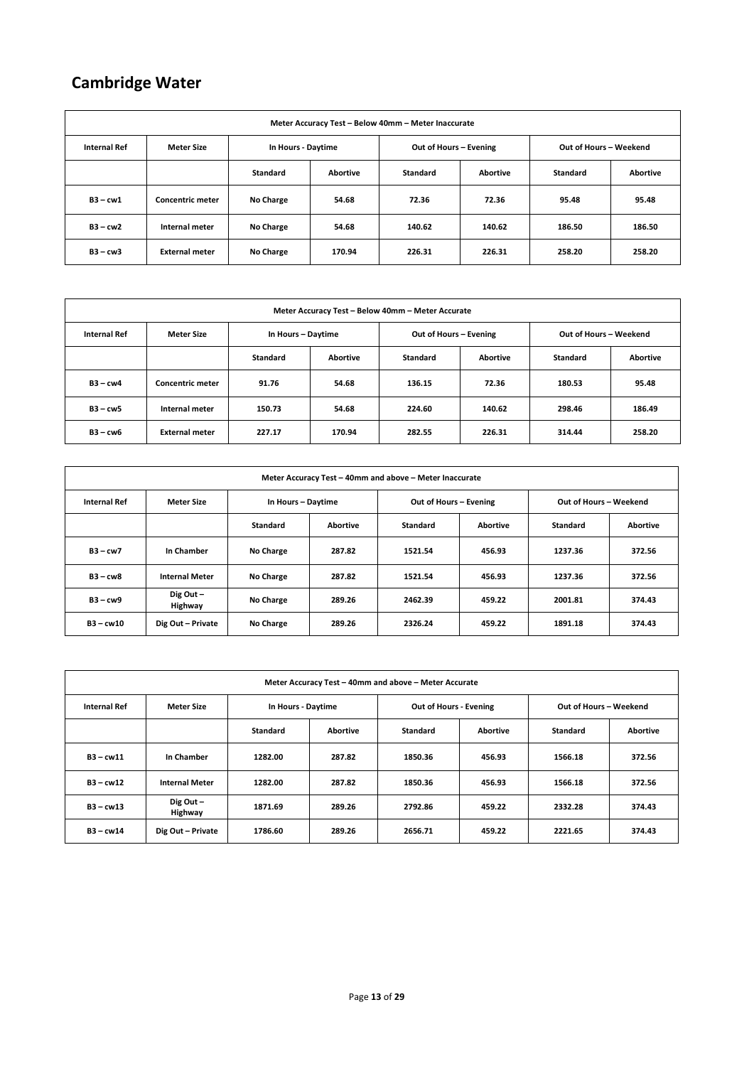# Cambridge Water

| Meter Accuracy Test – Below 40mm – Meter Inaccurate | | | | | | | |
|---|---|---|---|---|---|---|---|
| Internal Ref | Meter Size | In Hours - Daytime | | Out of Hours – Evening | | Out of Hours – Weekend | |
| | | Standard | Abortive | Standard | Abortive | Standard | Abortive |
| B3 – cw1 | Concentric meter | No Charge | 54.68 | 72.36 | 72.36 | 95.48 | 95.48 |
| B3 – cw2 | Internal meter | No Charge | 54.68 | 140.62 | 140.62 | 186.50 | 186.50 |
| B3 – cw3 | External meter | No Charge | 170.94 | 226.31 | 226.31 | 258.20 | 258.20 |

| Meter Accuracy Test – Below 40mm – Meter Accurate | | | | | | | |
|---|---|---|---|---|---|---|---|
| Internal Ref | Meter Size | In Hours – Daytime | | Out of Hours – Evening | | Out of Hours – Weekend | |
| | | Standard | Abortive | Standard | Abortive | Standard | Abortive |
| B3 – cw4 | Concentric meter | 91.76 | 54.68 | 136.15 | 72.36 | 180.53 | 95.48 |
| B3 – cw5 | Internal meter | 150.73 | 54.68 | 224.60 | 140.62 | 298.46 | 186.49 |
| B3 – cw6 | External meter | 227.17 | 170.94 | 282.55 | 226.31 | 314.44 | 258.20 |

| Meter Accuracy Test – 40mm and above – Meter Inaccurate | | | | | | | |
|---|---|---|---|---|---|---|---|
| Internal Ref | Meter Size | In Hours – Daytime | | Out of Hours – Evening | | Out of Hours – Weekend | |
| | | Standard | Abortive | Standard | Abortive | Standard | Abortive |
| B3 – cw7 | In Chamber | No Charge | 287.82 | 1521.54 | 456.93 | 1237.36 | 372.56 |
| B3 – cw8 | Internal Meter | No Charge | 287.82 | 1521.54 | 456.93 | 1237.36 | 372.56 |
| B3 – cw9 | Dig Out – Highway | No Charge | 289.26 | 2462.39 | 459.22 | 2001.81 | 374.43 |
| B3 – cw10 | Dig Out – Private | No Charge | 289.26 | 2326.24 | 459.22 | 1891.18 | 374.43 |

| Meter Accuracy Test – 40mm and above – Meter Accurate | | | | | | | |
|---|---|---|---|---|---|---|---|
| Internal Ref | Meter Size | In Hours - Daytime | | Out of Hours - Evening | | Out of Hours – Weekend | |
| | | Standard | Abortive | Standard | Abortive | Standard | Abortive |
| B3 – cw11 | In Chamber | 1282.00 | 287.82 | 1850.36 | 456.93 | 1566.18 | 372.56 |
| B3 – cw12 | Internal Meter | 1282.00 | 287.82 | 1850.36 | 456.93 | 1566.18 | 372.56 |
| B3 – cw13 | Dig Out – Highway | 1871.69 | 289.26 | 2792.86 | 459.22 | 2332.28 | 374.43 |
| B3 – cw14 | Dig Out – Private | 1786.60 | 289.26 | 2656.71 | 459.22 | 2221.65 | 374.43 |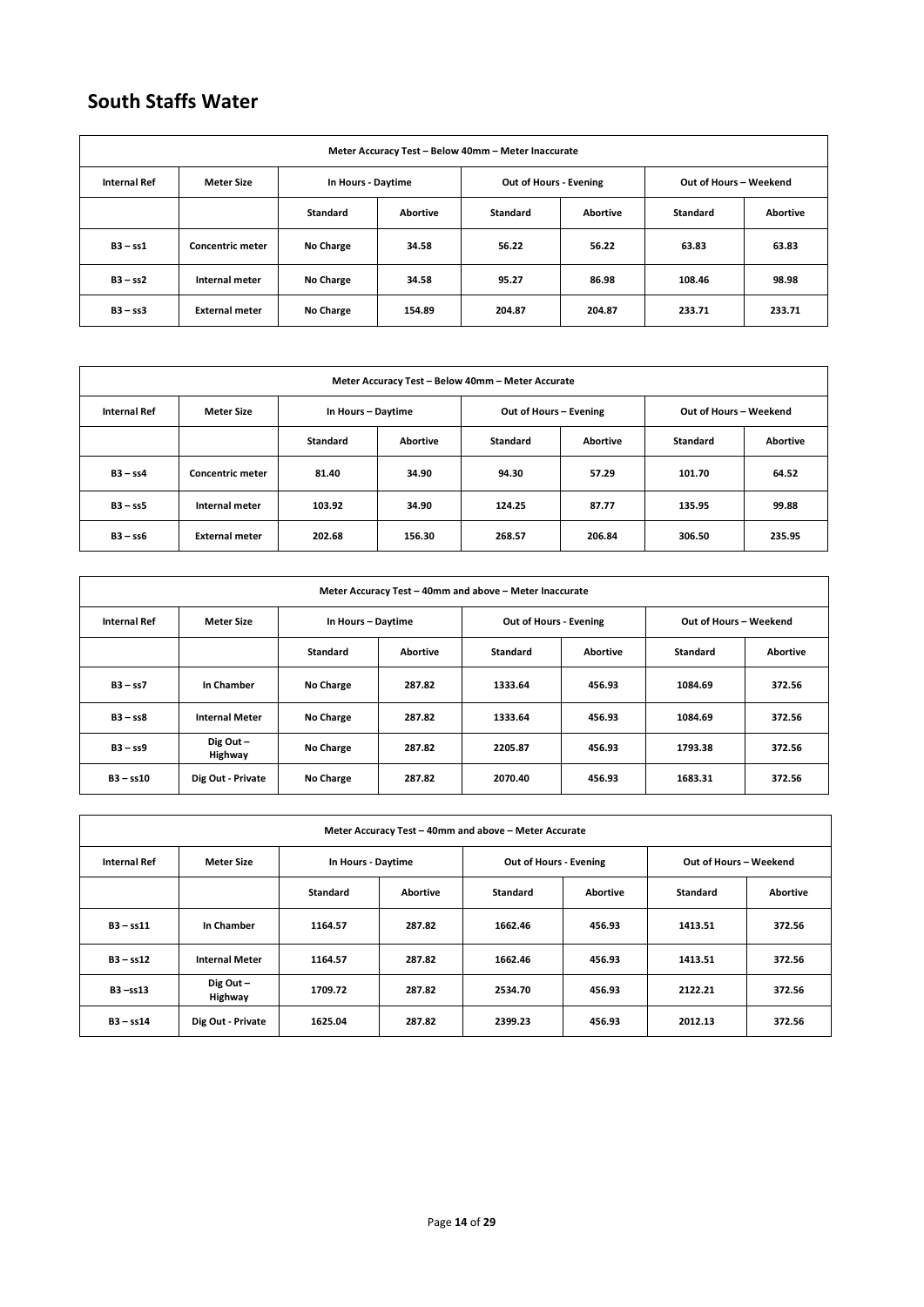## South Staffs Water

| Meter Accuracy Test – Below 40mm – Meter Inaccurate | | | | | | | |
|---|---|---|---|---|---|---|---|
| Internal Ref | Meter Size | In Hours - Daytime | | Out of Hours - Evening | | Out of Hours – Weekend | |
| | | Standard | Abortive | Standard | Abortive | Standard | Abortive |
| B3 – ss1 | Concentric meter | No Charge | 34.58 | 56.22 | 56.22 | 63.83 | 63.83 |
| B3 – ss2 | Internal meter | No Charge | 34.58 | 95.27 | 86.98 | 108.46 | 98.98 |
| B3 – ss3 | External meter | No Charge | 154.89 | 204.87 | 204.87 | 233.71 | 233.71 |

| Meter Accuracy Test – Below 40mm – Meter Accurate | | | | | | | |
|---|---|---|---|---|---|---|---|
| Internal Ref | Meter Size | In Hours – Daytime | | Out of Hours – Evening | | Out of Hours – Weekend | |
| | | Standard | Abortive | Standard | Abortive | Standard | Abortive |
| B3 – ss4 | Concentric meter | 81.40 | 34.90 | 94.30 | 57.29 | 101.70 | 64.52 |
| B3 – ss5 | Internal meter | 103.92 | 34.90 | 124.25 | 87.77 | 135.95 | 99.88 |
| B3 – ss6 | External meter | 202.68 | 156.30 | 268.57 | 206.84 | 306.50 | 235.95 |

| Meter Accuracy Test – 40mm and above – Meter Inaccurate | | | | | | | |
|---|---|---|---|---|---|---|---|
| Internal Ref | Meter Size | In Hours – Daytime | | Out of Hours - Evening | | Out of Hours – Weekend | |
| | | Standard | Abortive | Standard | Abortive | Standard | Abortive |
| B3 – ss7 | In Chamber | No Charge | 287.82 | 1333.64 | 456.93 | 1084.69 | 372.56 |
| B3 – ss8 | Internal Meter | No Charge | 287.82 | 1333.64 | 456.93 | 1084.69 | 372.56 |
| B3 – ss9 | Dig Out – Highway | No Charge | 287.82 | 2205.87 | 456.93 | 1793.38 | 372.56 |
| B3 – ss10 | Dig Out - Private | No Charge | 287.82 | 2070.40 | 456.93 | 1683.31 | 372.56 |

| Meter Accuracy Test – 40mm and above – Meter Accurate | | | | | | | |
|---|---|---|---|---|---|---|---|
| Internal Ref | Meter Size | In Hours - Daytime | | Out of Hours - Evening | | Out of Hours – Weekend | |
| | | Standard | Abortive | Standard | Abortive | Standard | Abortive |
| B3 – ss11 | In Chamber | 1164.57 | 287.82 | 1662.46 | 456.93 | 1413.51 | 372.56 |
| B3 – ss12 | Internal Meter | 1164.57 | 287.82 | 1662.46 | 456.93 | 1413.51 | 372.56 |
| B3 –ss13 | Dig Out – Highway | 1709.72 | 287.82 | 2534.70 | 456.93 | 2122.21 | 372.56 |
| B3 – ss14 | Dig Out - Private | 1625.04 | 287.82 | 2399.23 | 456.93 | 2012.13 | 372.56 |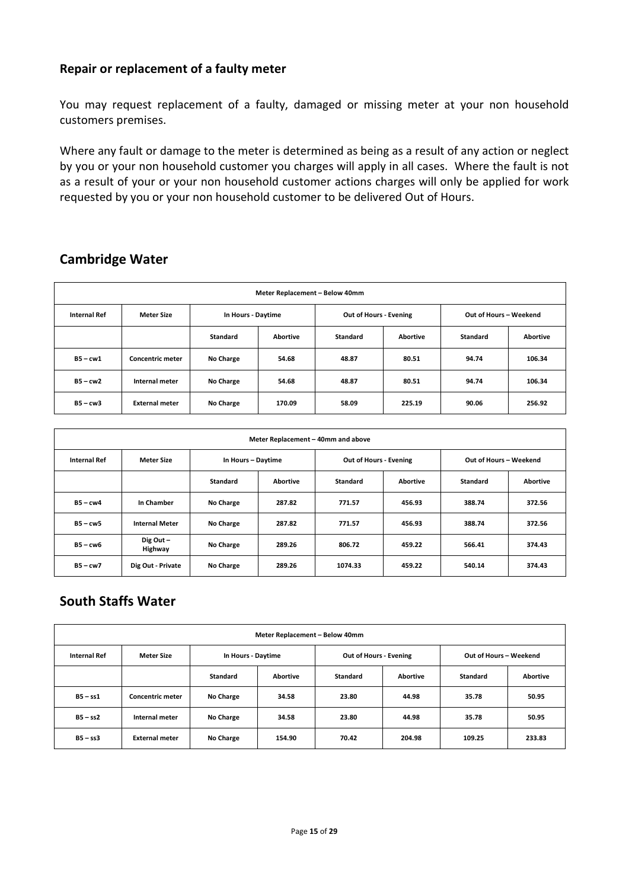### Repair or replacement of a faulty meter

You may request replacement of a faulty, damaged or missing meter at your non household customers premises.

Where any fault or damage to the meter is determined as being as a result of any action or neglect by you or your non household customer you charges will apply in all cases. Where the fault is not as a result of your or your non household customer actions charges will only be applied for work requested by you or your non household customer to be delivered Out of Hours.

## Cambridge Water

| Meter Replacement – Below 40mm | | | | | | | |
|---|---|---|---|---|---|---|---|
| **Internal Ref** | **Meter Size** | **In Hours - Daytime** | | **Out of Hours - Evening** | | **Out of Hours – Weekend** | |
| | | **Standard** | **Abortive** | **Standard** | **Abortive** | **Standard** | **Abortive** |
| **B5 – cw1** | **Concentric meter** | **No Charge** | **54.68** | **48.87** | **80.51** | **94.74** | **106.34** |
| **B5 – cw2** | **Internal meter** | **No Charge** | **54.68** | **48.87** | **80.51** | **94.74** | **106.34** |
| **B5 – cw3** | **External meter** | **No Charge** | **170.09** | **58.09** | **225.19** | **90.06** | **256.92** |

| Meter Replacement – 40mm and above | | | | | | | |
|---|---|---|---|---|---|---|---|
| **Internal Ref** | **Meter Size** | **In Hours – Daytime** | | **Out of Hours - Evening** | | **Out of Hours – Weekend** | |
| | | **Standard** | **Abortive** | **Standard** | **Abortive** | **Standard** | **Abortive** |
| **B5 – cw4** | **In Chamber** | **No Charge** | **287.82** | **771.57** | **456.93** | **388.74** | **372.56** |
| **B5 – cw5** | **Internal Meter** | **No Charge** | **287.82** | **771.57** | **456.93** | **388.74** | **372.56** |
| **B5 – cw6** | **Dig Out – Highway** | **No Charge** | **289.26** | **806.72** | **459.22** | **566.41** | **374.43** |
| **B5 – cw7** | **Dig Out - Private** | **No Charge** | **289.26** | **1074.33** | **459.22** | **540.14** | **374.43** |

## South Staffs Water

| Meter Replacement – Below 40mm | | | | | | | |
|---|---|---|---|---|---|---|---|
| **Internal Ref** | **Meter Size** | **In Hours - Daytime** | | **Out of Hours - Evening** | | **Out of Hours – Weekend** | |
| | | **Standard** | **Abortive** | **Standard** | **Abortive** | **Standard** | **Abortive** |
| **B5 – ss1** | **Concentric meter** | **No Charge** | **34.58** | **23.80** | **44.98** | **35.78** | **50.95** |
| **B5 – ss2** | **Internal meter** | **No Charge** | **34.58** | **23.80** | **44.98** | **35.78** | **50.95** |
| **B5 – ss3** | **External meter** | **No Charge** | **154.90** | **70.42** | **204.98** | **109.25** | **233.83** |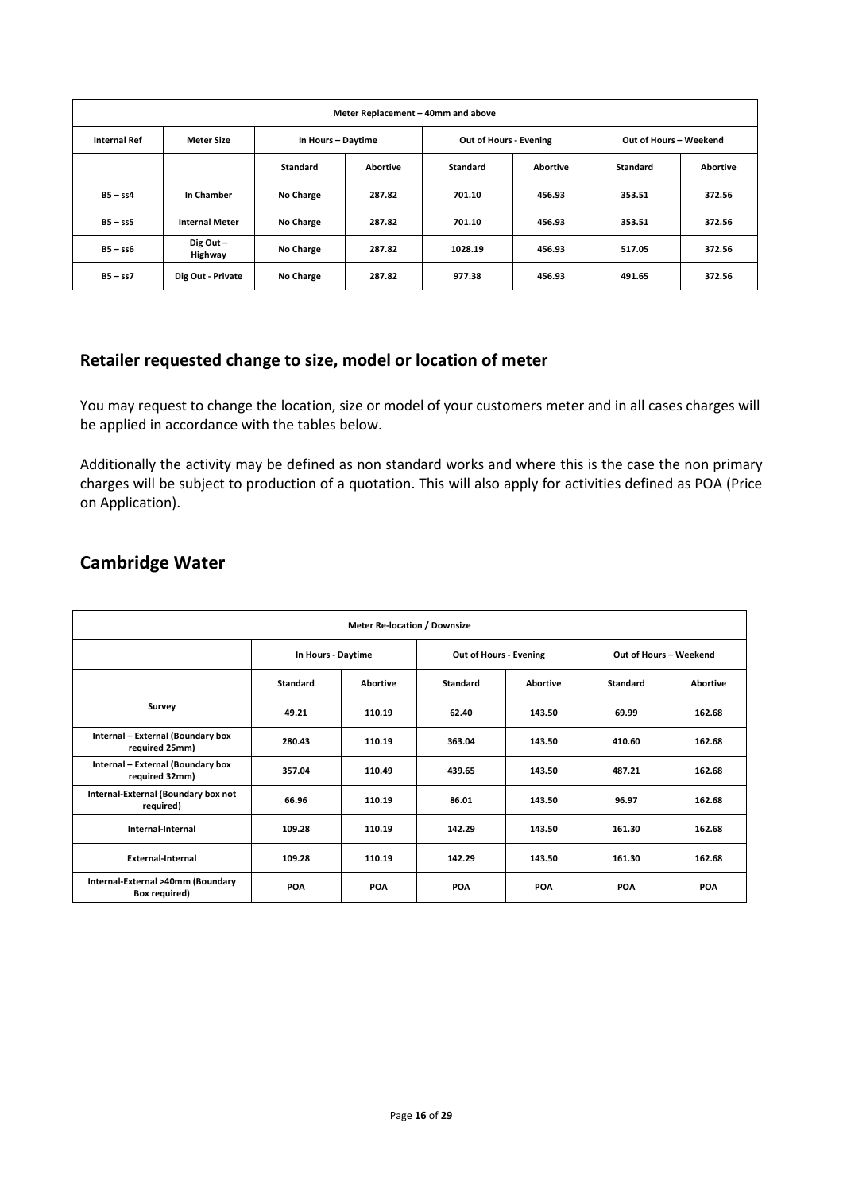| Meter Replacement – 40mm and above | | | | | | | |
|---|---|---|---|---|---|---|---|
| Internal Ref | Meter Size | In Hours – Daytime | | Out of Hours - Evening | | Out of Hours – Weekend | |
| | | Standard | Abortive | Standard | Abortive | Standard | Abortive |
| B5 – ss4 | In Chamber | No Charge | 287.82 | 701.10 | 456.93 | 353.51 | 372.56 |
| B5 – ss5 | Internal Meter | No Charge | 287.82 | 701.10 | 456.93 | 353.51 | 372.56 |
| B5 – ss6 | Dig Out – Highway | No Charge | 287.82 | 1028.19 | 456.93 | 517.05 | 372.56 |
| B5 – ss7 | Dig Out - Private | No Charge | 287.82 | 977.38 | 456.93 | 491.65 | 372.56 |

## Retailer requested change to size, model or location of meter

You may request to change the location, size or model of your customers meter and in all cases charges will be applied in accordance with the tables below.

Additionally the activity may be defined as non standard works and where this is the case the non primary charges will be subject to production of a quotation. This will also apply for activities defined as POA (Price on Application).

## Cambridge Water

| Meter Re-location / Downsize | | | | | | |
|---|---|---|---|---|---|---|
| | In Hours - Daytime | | Out of Hours - Evening | | Out of Hours – Weekend | |
| | Standard | Abortive | Standard | Abortive | Standard | Abortive |
| Survey | 49.21 | 110.19 | 62.40 | 143.50 | 69.99 | 162.68 |
| Internal – External (Boundary box required 25mm) | 280.43 | 110.19 | 363.04 | 143.50 | 410.60 | 162.68 |
| Internal – External (Boundary box required 32mm) | 357.04 | 110.49 | 439.65 | 143.50 | 487.21 | 162.68 |
| Internal-External (Boundary box not required) | 66.96 | 110.19 | 86.01 | 143.50 | 96.97 | 162.68 |
| Internal-Internal | 109.28 | 110.19 | 142.29 | 143.50 | 161.30 | 162.68 |
| External-Internal | 109.28 | 110.19 | 142.29 | 143.50 | 161.30 | 162.68 |
| Internal-External >40mm (Boundary Box required) | POA | POA | POA | POA | POA | POA |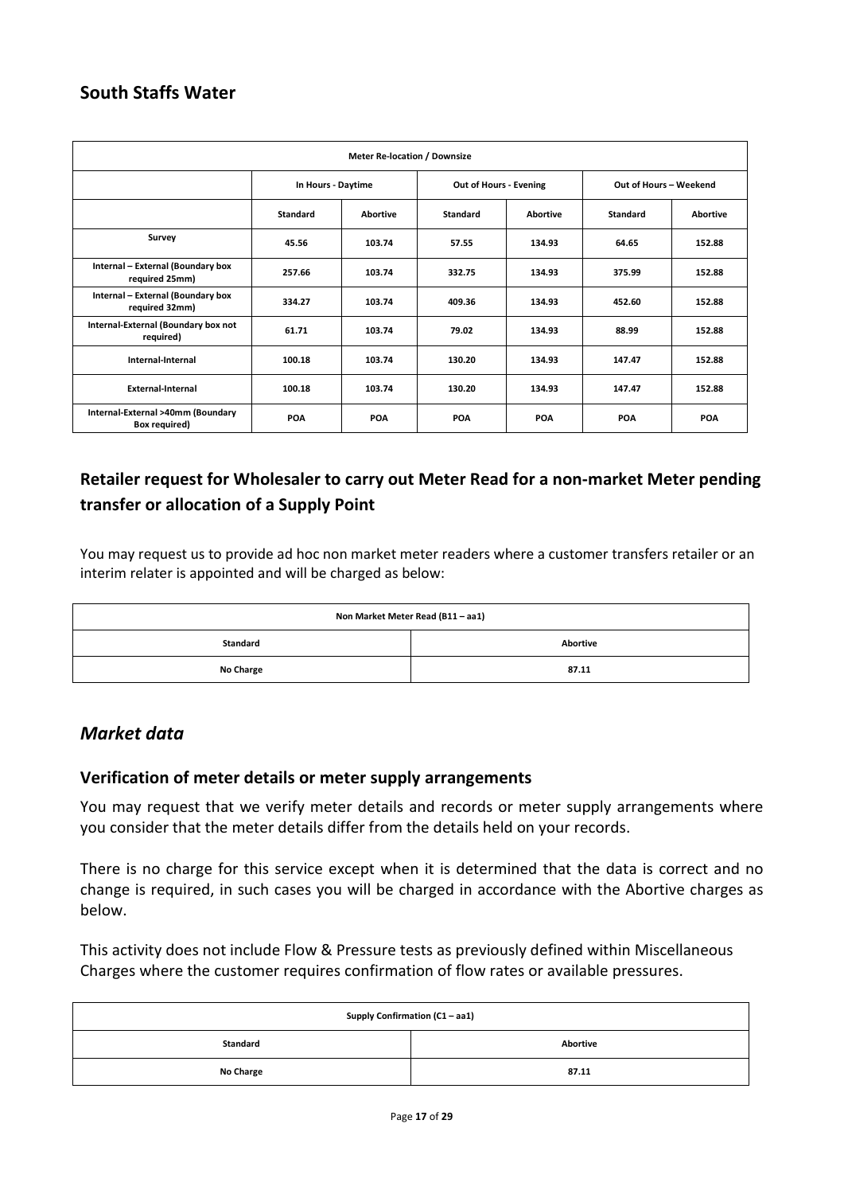## South Staffs Water

| Meter Re-location / Downsize | | | | | | |
|---|---|---|---|---|---|---|
| | In Hours - Daytime | | Out of Hours - Evening | | Out of Hours – Weekend | |
| | Standard | Abortive | Standard | Abortive | Standard | Abortive |
| Survey | 45.56 | 103.74 | 57.55 | 134.93 | 64.65 | 152.88 |
| Internal – External (Boundary box required 25mm) | 257.66 | 103.74 | 332.75 | 134.93 | 375.99 | 152.88 |
| Internal – External (Boundary box required 32mm) | 334.27 | 103.74 | 409.36 | 134.93 | 452.60 | 152.88 |
| Internal-External (Boundary box not required) | 61.71 | 103.74 | 79.02 | 134.93 | 88.99 | 152.88 |
| Internal-Internal | 100.18 | 103.74 | 130.20 | 134.93 | 147.47 | 152.88 |
| External-Internal | 100.18 | 103.74 | 130.20 | 134.93 | 147.47 | 152.88 |
| Internal-External >40mm (Boundary Box required) | POA | POA | POA | POA | POA | POA |

### Retailer request for Wholesaler to carry out Meter Read for a non-market Meter pending transfer or allocation of a Supply Point

You may request us to provide ad hoc non market meter readers where a customer transfers retailer or an interim relater is appointed and will be charged as below:

| Non Market Meter Read (B11 – aa1) | |
|---|---|
| Standard | Abortive |
| No Charge | 87.11 |

## *Market data*

### Verification of meter details or meter supply arrangements

You may request that we verify meter details and records or meter supply arrangements where you consider that the meter details differ from the details held on your records.

There is no charge for this service except when it is determined that the data is correct and no change is required, in such cases you will be charged in accordance with the Abortive charges as below.

This activity does not include Flow & Pressure tests as previously defined within Miscellaneous Charges where the customer requires confirmation of flow rates or available pressures.

| Supply Confirmation (C1 – aa1) | |
|---|---|
| Standard | Abortive |
| No Charge | 87.11 |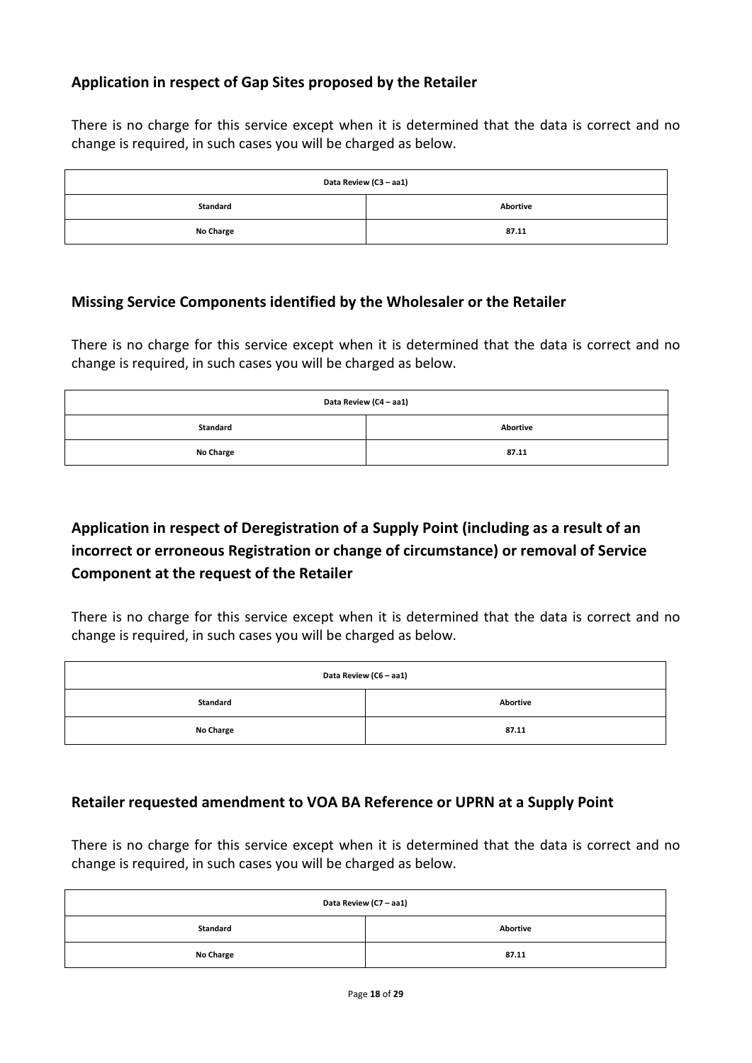### Application in respect of Gap Sites proposed by the Retailer

There is no charge for this service except when it is determined that the data is correct and no change is required, in such cases you will be charged as below.

| Data Review (C3 – aa1) | |
|---|---|
| **Standard** | **Abortive** |
| **No Charge** | **87.11** |

### Missing Service Components identified by the Wholesaler or the Retailer

There is no charge for this service except when it is determined that the data is correct and no change is required, in such cases you will be charged as below.

| Data Review (C4 – aa1) | |
|---|---|
| **Standard** | **Abortive** |
| **No Charge** | **87.11** |

### Application in respect of Deregistration of a Supply Point (including as a result of an incorrect or erroneous Registration or change of circumstance) or removal of Service Component at the request of the Retailer

There is no charge for this service except when it is determined that the data is correct and no change is required, in such cases you will be charged as below.

| Data Review (C6 – aa1) | |
|---|---|
| **Standard** | **Abortive** |
| **No Charge** | **87.11** |

### Retailer requested amendment to VOA BA Reference or UPRN at a Supply Point

There is no charge for this service except when it is determined that the data is correct and no change is required, in such cases you will be charged as below.

| Data Review (C7 – aa1) | |
|---|---|
| **Standard** | **Abortive** |
| **No Charge** | **87.11** |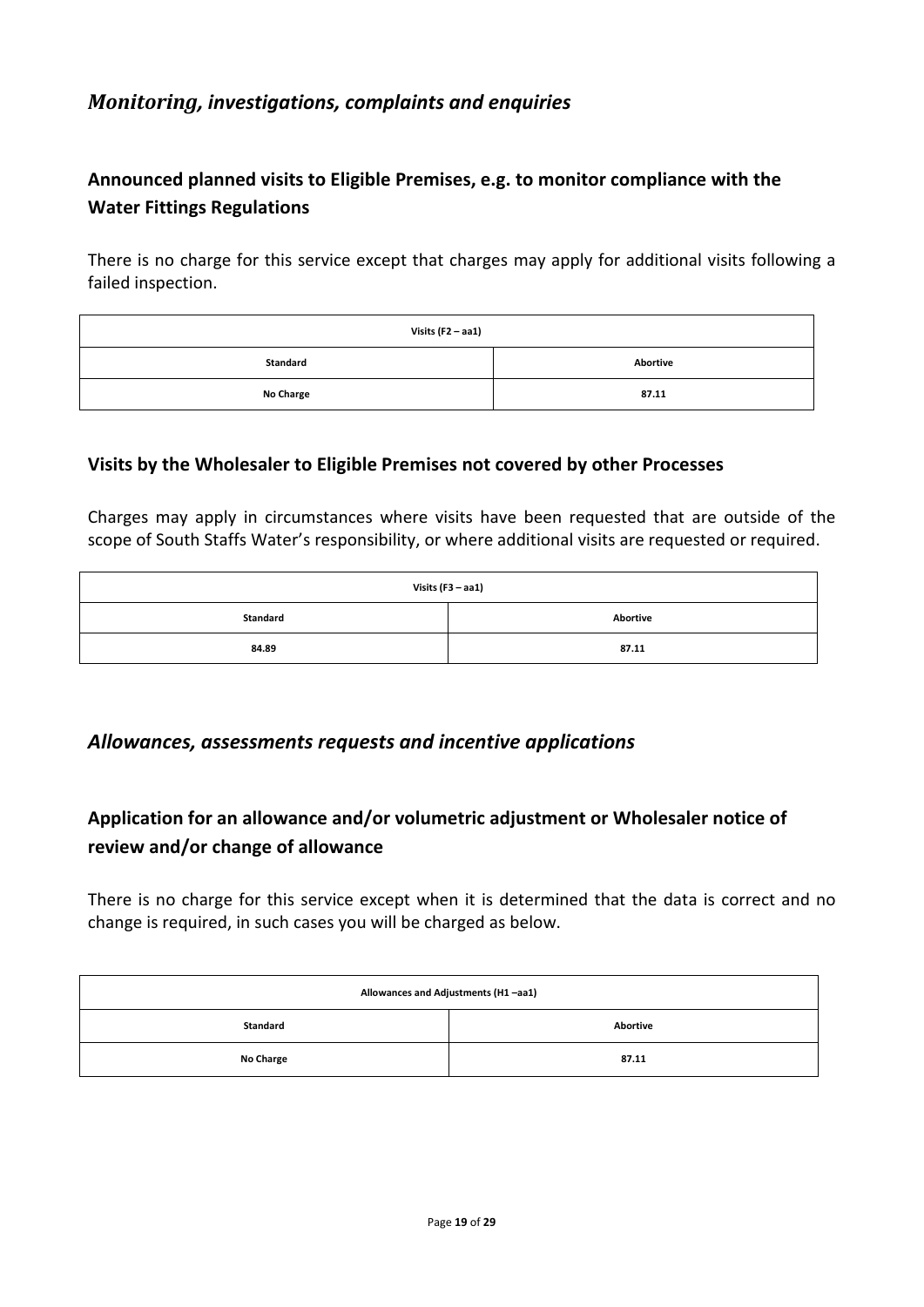## *Monitoring, investigations, complaints and enquiries*

### Announced planned visits to Eligible Premises, e.g. to monitor compliance with the Water Fittings Regulations

There is no charge for this service except that charges may apply for additional visits following a failed inspection.

| Visits (F2 – aa1) | |
|---|---|
| **Standard** | **Abortive** |
| No Charge | 87.11 |

### Visits by the Wholesaler to Eligible Premises not covered by other Processes

Charges may apply in circumstances where visits have been requested that are outside of the scope of South Staffs Water's responsibility, or where additional visits are requested or required.

| Visits (F3 – aa1) | |
|---|---|
| **Standard** | **Abortive** |
| 84.89 | 87.11 |

## *Allowances, assessments requests and incentive applications*

### Application for an allowance and/or volumetric adjustment or Wholesaler notice of review and/or change of allowance

There is no charge for this service except when it is determined that the data is correct and no change is required, in such cases you will be charged as below.

| Allowances and Adjustments (H1 –aa1) | |
|---|---|
| **Standard** | **Abortive** |
| No Charge | 87.11 |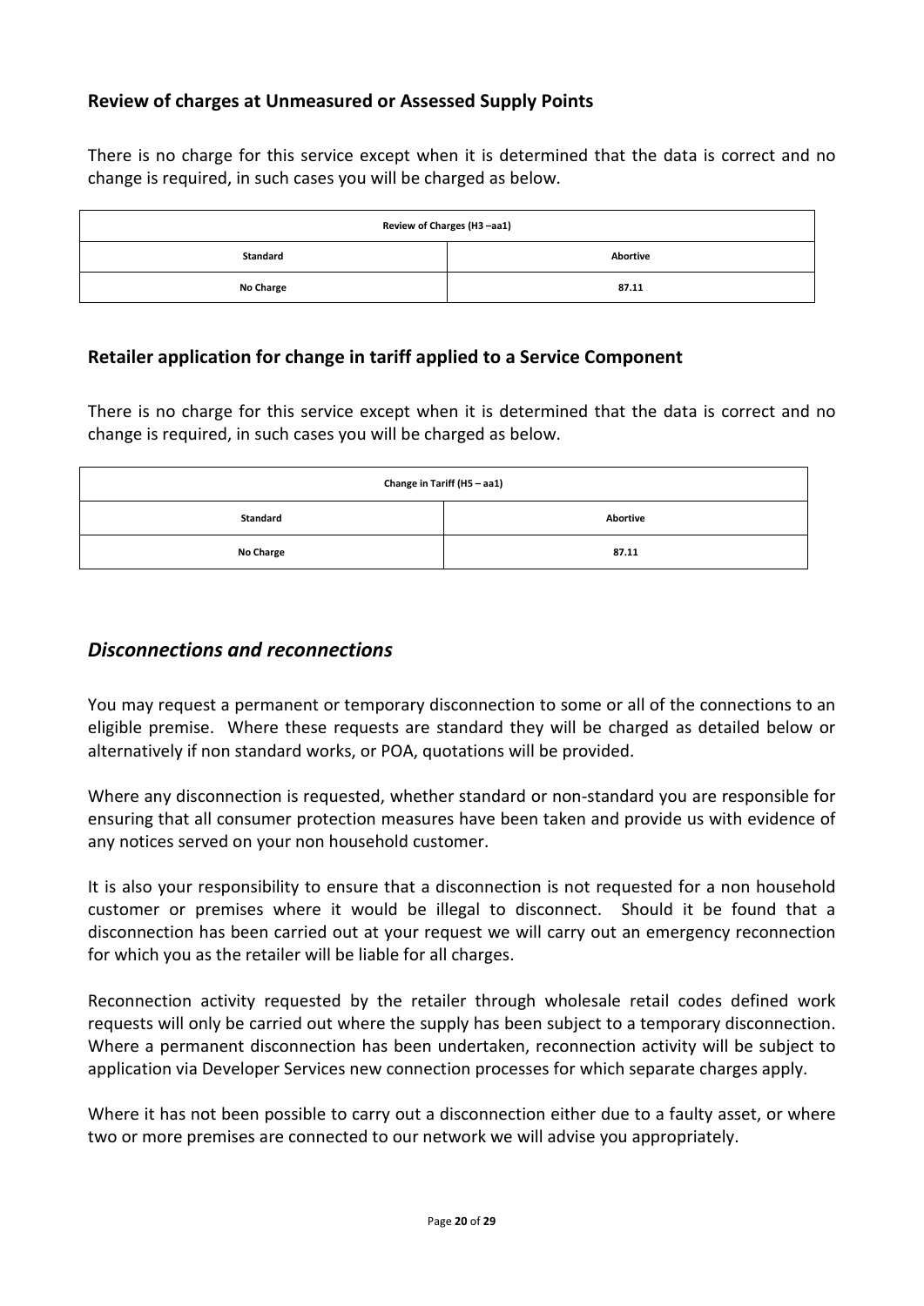### Review of charges at Unmeasured or Assessed Supply Points

There is no charge for this service except when it is determined that the data is correct and no change is required, in such cases you will be charged as below.

| Review of Charges (H3 –aa1) | |
|---|---|
| Standard | Abortive |
| No Charge | 87.11 |

### Retailer application for change in tariff applied to a Service Component

There is no charge for this service except when it is determined that the data is correct and no change is required, in such cases you will be charged as below.

| Change in Tariff (H5 – aa1) | |
|---|---|
| Standard | Abortive |
| No Charge | 87.11 |

## *Disconnections and reconnections*

You may request a permanent or temporary disconnection to some or all of the connections to an eligible premise. Where these requests are standard they will be charged as detailed below or alternatively if non standard works, or POA, quotations will be provided.

Where any disconnection is requested, whether standard or non-standard you are responsible for ensuring that all consumer protection measures have been taken and provide us with evidence of any notices served on your non household customer.

It is also your responsibility to ensure that a disconnection is not requested for a non household customer or premises where it would be illegal to disconnect. Should it be found that a disconnection has been carried out at your request we will carry out an emergency reconnection for which you as the retailer will be liable for all charges.

Reconnection activity requested by the retailer through wholesale retail codes defined work requests will only be carried out where the supply has been subject to a temporary disconnection. Where a permanent disconnection has been undertaken, reconnection activity will be subject to application via Developer Services new connection processes for which separate charges apply.

Where it has not been possible to carry out a disconnection either due to a faulty asset, or where two or more premises are connected to our network we will advise you appropriately.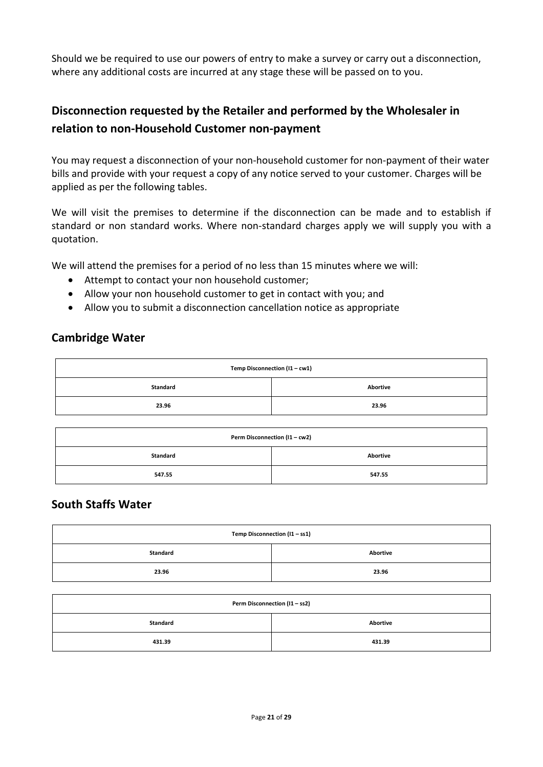Should we be required to use our powers of entry to make a survey or carry out a disconnection, where any additional costs are incurred at any stage these will be passed on to you.

## Disconnection requested by the Retailer and performed by the Wholesaler in relation to non-Household Customer non-payment

You may request a disconnection of your non-household customer for non-payment of their water bills and provide with your request a copy of any notice served to your customer. Charges will be applied as per the following tables.

We will visit the premises to determine if the disconnection can be made and to establish if standard or non standard works. Where non-standard charges apply we will supply you with a quotation.

We will attend the premises for a period of no less than 15 minutes where we will:

- Attempt to contact your non household customer;
- Allow your non household customer to get in contact with you; and
- Allow you to submit a disconnection cancellation notice as appropriate

### Cambridge Water

| Temp Disconnection (I1 – cw1) | |
|---|---|
| **Standard** | **Abortive** |
| 23.96 | 23.96 |

| Perm Disconnection (I1 – cw2) | |
|---|---|
| **Standard** | **Abortive** |
| 547.55 | 547.55 |

### South Staffs Water

| Temp Disconnection (I1 – ss1) | |
|---|---|
| **Standard** | **Abortive** |
| 23.96 | 23.96 |

| Perm Disconnection (I1 – ss2) | |
|---|---|
| **Standard** | **Abortive** |
| 431.39 | 431.39 |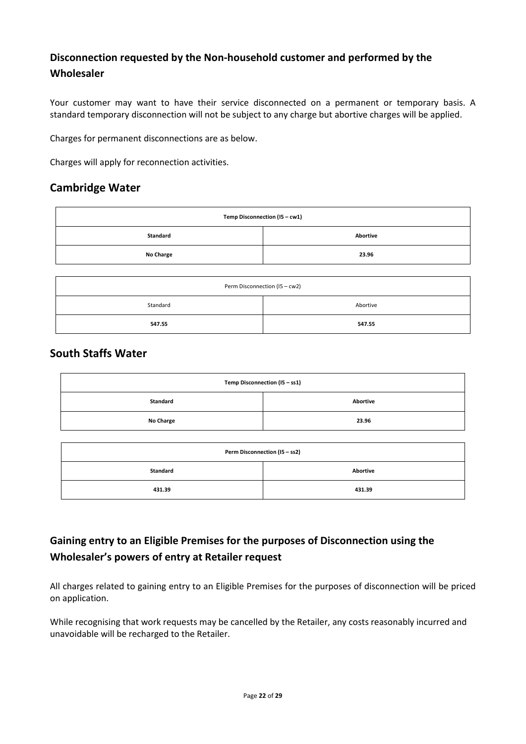## Disconnection requested by the Non-household customer and performed by the Wholesaler

Your customer may want to have their service disconnected on a permanent or temporary basis. A standard temporary disconnection will not be subject to any charge but abortive charges will be applied.

Charges for permanent disconnections are as below.

Charges will apply for reconnection activities.

## Cambridge Water

| **Temp Disconnection (I5 – cw1)** | |
|---|---|
| **Standard** | **Abortive** |
| **No Charge** | **23.96** |

| Perm Disconnection (I5 – cw2) | |
|---|---|
| Standard | Abortive |
| **547.55** | **547.55** |

## South Staffs Water

| **Temp Disconnection (I5 – ss1)** | |
|---|---|
| **Standard** | **Abortive** |
| **No Charge** | **23.96** |

| **Perm Disconnection (I5 – ss2)** | |
|---|---|
| **Standard** | **Abortive** |
| **431.39** | **431.39** |

## Gaining entry to an Eligible Premises for the purposes of Disconnection using the Wholesaler's powers of entry at Retailer request

All charges related to gaining entry to an Eligible Premises for the purposes of disconnection will be priced on application.

While recognising that work requests may be cancelled by the Retailer, any costs reasonably incurred and unavoidable will be recharged to the Retailer.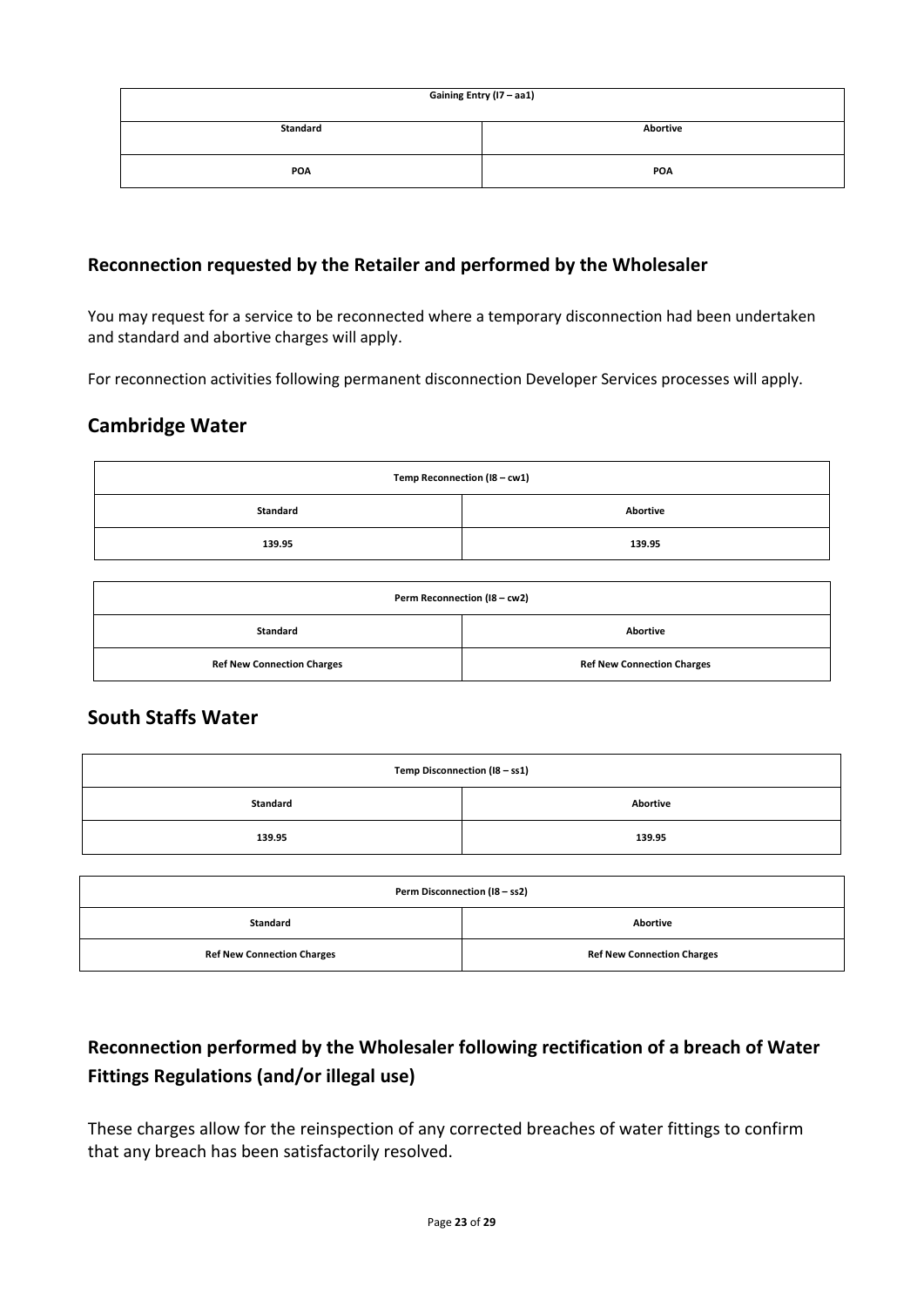| Gaining Entry (I7 – aa1) | |
|---|---|
| **Standard** | **Abortive** |
| **POA** | **POA** |

## Reconnection requested by the Retailer and performed by the Wholesaler

You may request for a service to be reconnected where a temporary disconnection had been undertaken and standard and abortive charges will apply.

For reconnection activities following permanent disconnection Developer Services processes will apply.

## Cambridge Water

| Temp Reconnection (I8 – cw1) | |
|---|---|
| **Standard** | **Abortive** |
| **139.95** | **139.95** |

| Perm Reconnection (I8 – cw2) | |
|---|---|
| **Standard** | **Abortive** |
| **Ref New Connection Charges** | **Ref New Connection Charges** |

## South Staffs Water

| Temp Disconnection (I8 – ss1) | |
|---|---|
| **Standard** | **Abortive** |
| **139.95** | **139.95** |

| Perm Disconnection (I8 – ss2) | |
|---|---|
| **Standard** | **Abortive** |
| **Ref New Connection Charges** | **Ref New Connection Charges** |

## Reconnection performed by the Wholesaler following rectification of a breach of Water Fittings Regulations (and/or illegal use)

These charges allow for the reinspection of any corrected breaches of water fittings to confirm that any breach has been satisfactorily resolved.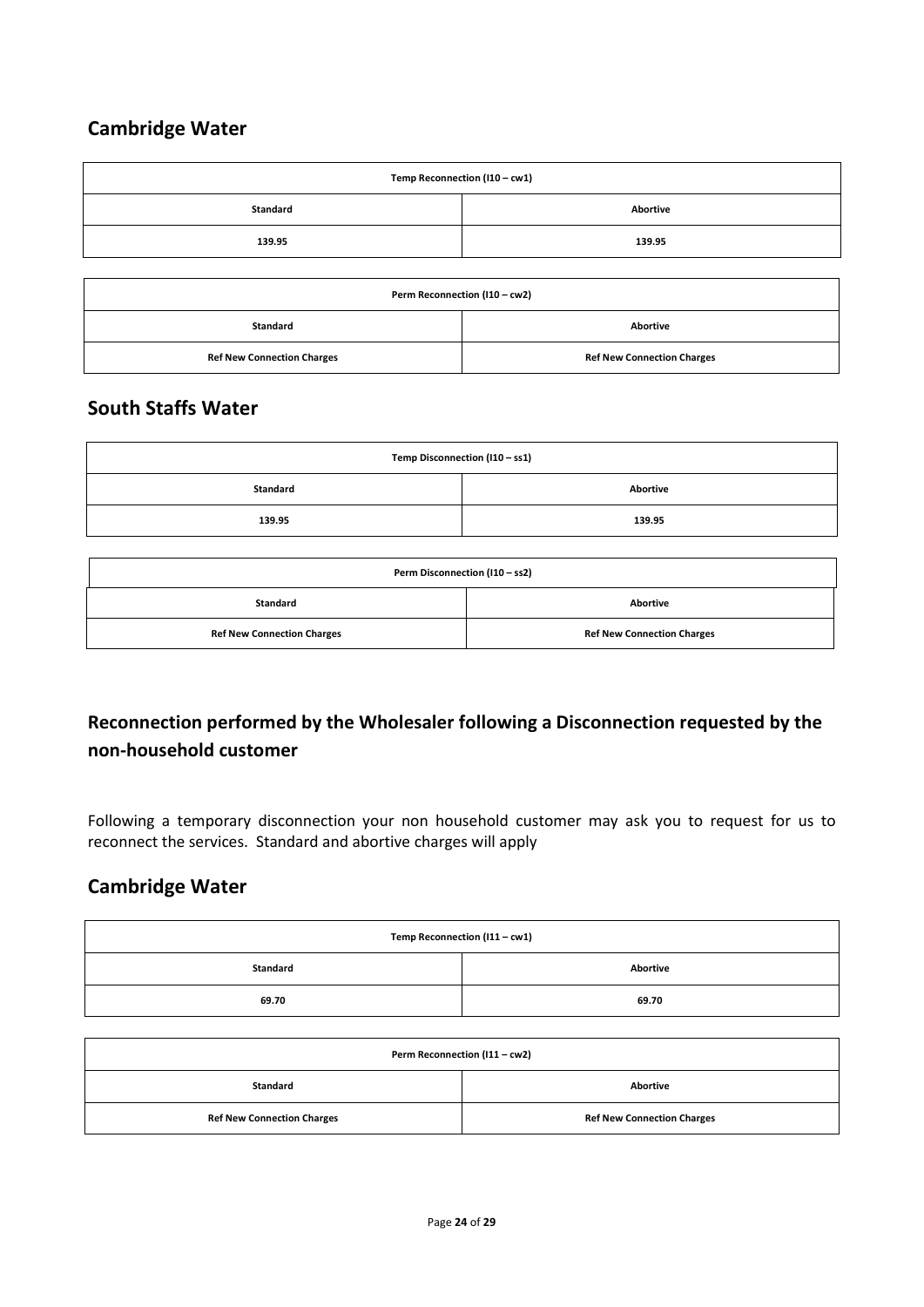## Cambridge Water

| Temp Reconnection (I10 – cw1) | |
|---|---|
| Standard | Abortive |
| 139.95 | 139.95 |

| Perm Reconnection (I10 – cw2) | |
|---|---|
| Standard | Abortive |
| Ref New Connection Charges | Ref New Connection Charges |

## South Staffs Water

| Temp Disconnection (I10 – ss1) | |
|---|---|
| Standard | Abortive |
| 139.95 | 139.95 |

| Perm Disconnection (I10 – ss2) | |
|---|---|
| Standard | Abortive |
| Ref New Connection Charges | Ref New Connection Charges |

## Reconnection performed by the Wholesaler following a Disconnection requested by the non-household customer

Following a temporary disconnection your non household customer may ask you to request for us to reconnect the services. Standard and abortive charges will apply

## Cambridge Water

| Temp Reconnection (I11 – cw1) | |
|---|---|
| Standard | Abortive |
| 69.70 | 69.70 |

| Perm Reconnection (I11 – cw2) | |
|---|---|
| Standard | Abortive |
| Ref New Connection Charges | Ref New Connection Charges |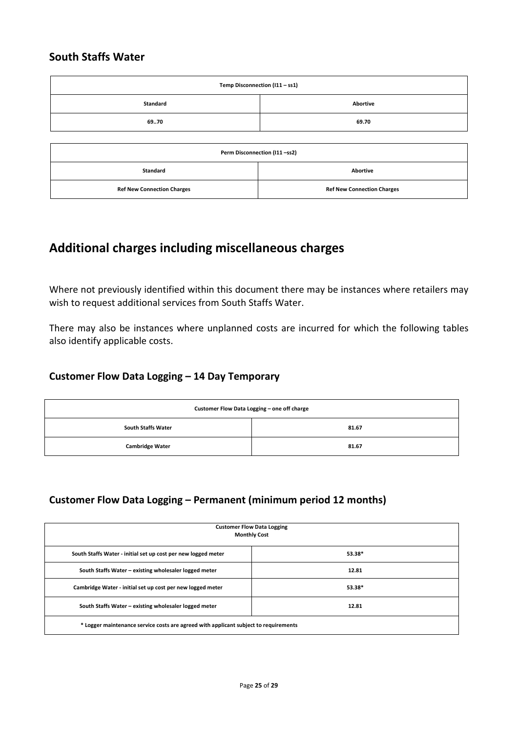## South Staffs Water

| Temp Disconnection (I11 – ss1) | |
|---|---|
| Standard | Abortive |
| 69..70 | 69.70 |

| Perm Disconnection (I11 –ss2) | |
|---|---|
| Standard | Abortive |
| Ref New Connection Charges | Ref New Connection Charges |

# Additional charges including miscellaneous charges

Where not previously identified within this document there may be instances where retailers may wish to request additional services from South Staffs Water.

There may also be instances where unplanned costs are incurred for which the following tables also identify applicable costs.

### Customer Flow Data Logging – 14 Day Temporary

| Customer Flow Data Logging – one off charge | |
|---|---|
| South Staffs Water | 81.67 |
| Cambridge Water | 81.67 |

### Customer Flow Data Logging – Permanent (minimum period 12 months)

| Customer Flow Data Logging Monthly Cost | |
|---|---|
| South Staffs Water - initial set up cost per new logged meter | 53.38* |
| South Staffs Water – existing wholesaler logged meter | 12.81 |
| Cambridge Water - initial set up cost per new logged meter | 53.38* |
| South Staffs Water – existing wholesaler logged meter | 12.81 |
| * Logger maintenance service costs are agreed with applicant subject to requirements | |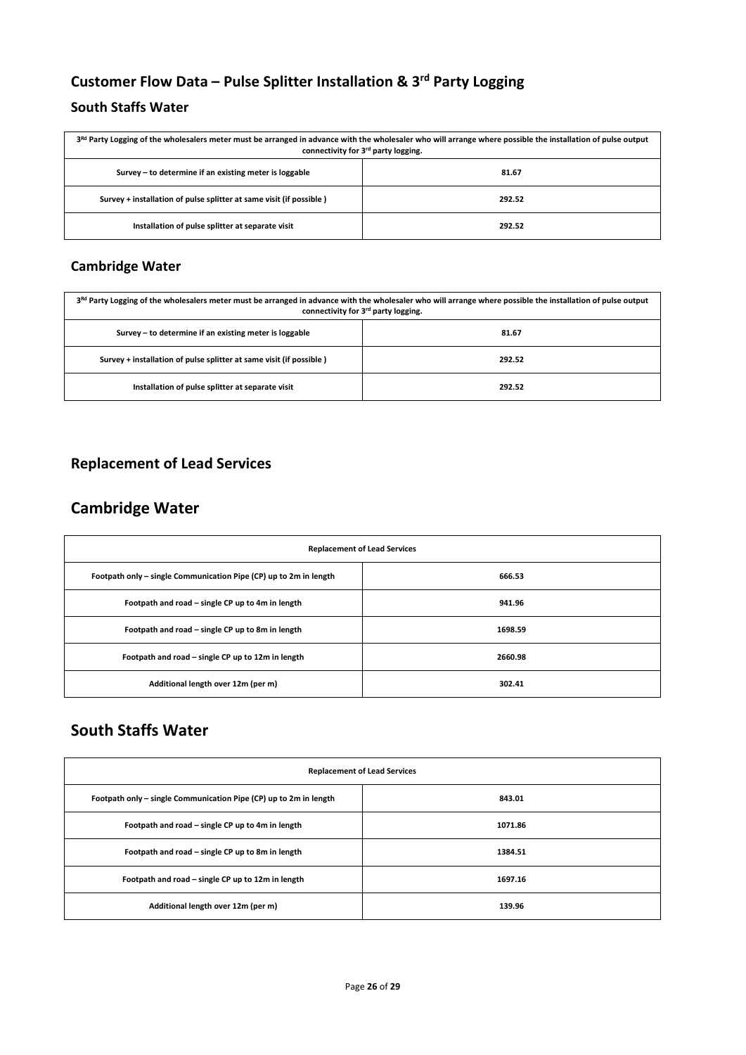# Customer Flow Data – Pulse Splitter Installation & 3rd Party Logging

## South Staffs Water

| 3Rd Party Logging of the wholesalers meter must be arranged in advance with the wholesaler who will arrange where possible the installation of pulse output connectivity for 3rd party logging. | |
|---|---|
| **Survey – to determine if an existing meter is loggable** | **81.67** |
| **Survey + installation of pulse splitter at same visit (if possible )** | **292.52** |
| **Installation of pulse splitter at separate visit** | **292.52** |

## Cambridge Water

| 3Rd Party Logging of the wholesalers meter must be arranged in advance with the wholesaler who will arrange where possible the installation of pulse output connectivity for 3rd party logging. | |
|---|---|
| **Survey – to determine if an existing meter is loggable** | **81.67** |
| **Survey + installation of pulse splitter at same visit (if possible )** | **292.52** |
| **Installation of pulse splitter at separate visit** | **292.52** |

## Replacement of Lead Services

# Cambridge Water

| Replacement of Lead Services | |
|---|---|
| **Footpath only – single Communication Pipe (CP) up to 2m in length** | **666.53** |
| **Footpath and road – single CP up to 4m in length** | **941.96** |
| **Footpath and road – single CP up to 8m in length** | **1698.59** |
| **Footpath and road – single CP up to 12m in length** | **2660.98** |
| **Additional length over 12m (per m)** | **302.41** |

# South Staffs Water

| Replacement of Lead Services | |
|---|---|
| **Footpath only – single Communication Pipe (CP) up to 2m in length** | **843.01** |
| **Footpath and road – single CP up to 4m in length** | **1071.86** |
| **Footpath and road – single CP up to 8m in length** | **1384.51** |
| **Footpath and road – single CP up to 12m in length** | **1697.16** |
| **Additional length over 12m (per m)** | **139.96** |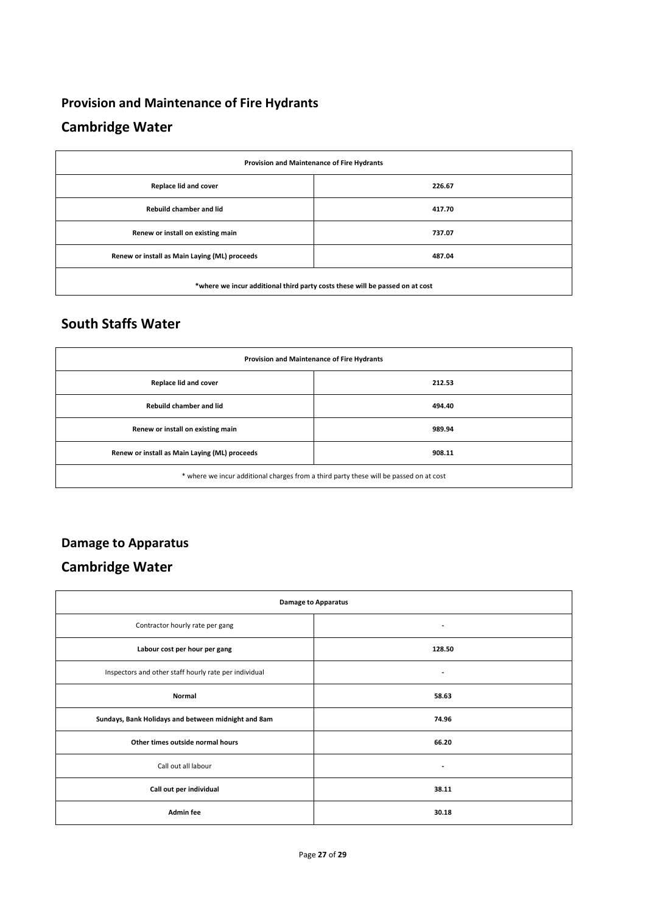## Provision and Maintenance of Fire Hydrants

## Cambridge Water

| Provision and Maintenance of Fire Hydrants | |
|---|---|
| **Replace lid and cover** | **226.67** |
| **Rebuild chamber and lid** | **417.70** |
| **Renew or install on existing main** | **737.07** |
| **Renew or install as Main Laying (ML) proceeds** | **487.04** |
| **\*where we incur additional third party costs these will be passed on at cost** | |

## South Staffs Water

| Provision and Maintenance of Fire Hydrants | |
|---|---|
| **Replace lid and cover** | **212.53** |
| **Rebuild chamber and lid** | **494.40** |
| **Renew or install on existing main** | **989.94** |
| **Renew or install as Main Laying (ML) proceeds** | **908.11** |
| * where we incur additional charges from a third party these will be passed on at cost | |

## Damage to Apparatus

## Cambridge Water

| Damage to Apparatus | |
|---|---|
| Contractor hourly rate per gang | - |
| **Labour cost per hour per gang** | **128.50** |
| Inspectors and other staff hourly rate per individual | - |
| **Normal** | **58.63** |
| **Sundays, Bank Holidays and between midnight and 8am** | **74.96** |
| **Other times outside normal hours** | **66.20** |
| Call out all labour | - |
| **Call out per individual** | **38.11** |
| **Admin fee** | **30.18** |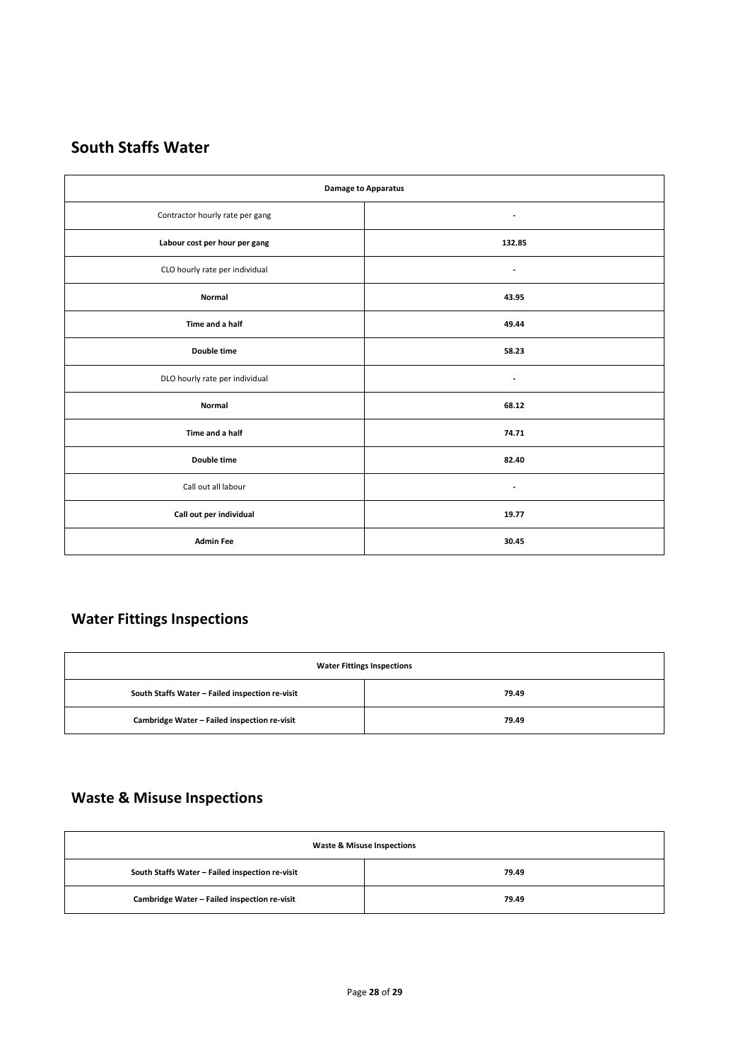## South Staffs Water

| Damage to Apparatus | |
|---|---|
| Contractor hourly rate per gang | - |
| **Labour cost per hour per gang** | **132.85** |
| CLO hourly rate per individual | - |
| **Normal** | **43.95** |
| **Time and a half** | **49.44** |
| **Double time** | **58.23** |
| DLO hourly rate per individual | - |
| **Normal** | **68.12** |
| **Time and a half** | **74.71** |
| **Double time** | **82.40** |
| Call out all labour | - |
| **Call out per individual** | **19.77** |
| **Admin Fee** | **30.45** |

## Water Fittings Inspections

| Water Fittings Inspections | |
|---|---|
| **South Staffs Water – Failed inspection re-visit** | **79.49** |
| **Cambridge Water – Failed inspection re-visit** | **79.49** |

## Waste & Misuse Inspections

| Waste & Misuse Inspections | |
|---|---|
| **South Staffs Water – Failed inspection re-visit** | **79.49** |
| **Cambridge Water – Failed inspection re-visit** | **79.49** |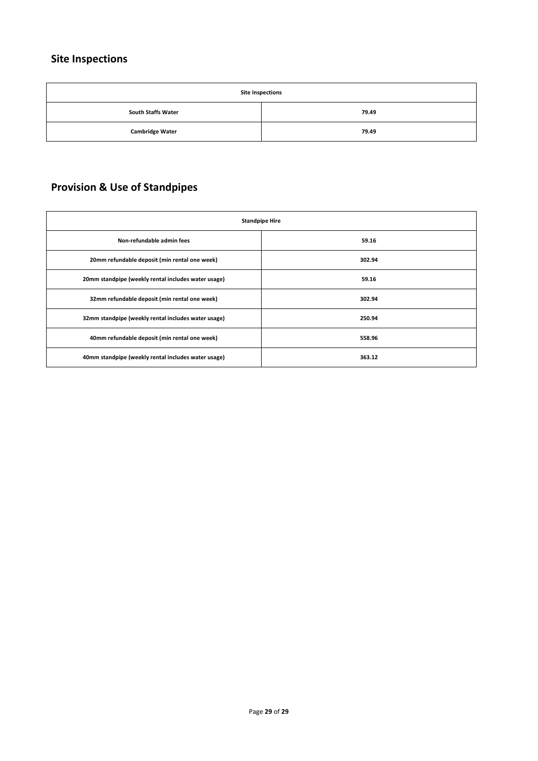## Site Inspections

| Site Inspections | |
|---|---|
| **South Staffs Water** | **79.49** |
| **Cambridge Water** | **79.49** |

## Provision & Use of Standpipes

| Standpipe Hire | |
|---|---|
| **Non-refundable admin fees** | **59.16** |
| **20mm refundable deposit (min rental one week)** | **302.94** |
| **20mm standpipe (weekly rental includes water usage)** | **59.16** |
| **32mm refundable deposit (min rental one week)** | **302.94** |
| **32mm standpipe (weekly rental includes water usage)** | **250.94** |
| **40mm refundable deposit (min rental one week)** | **558.96** |
| **40mm standpipe (weekly rental includes water usage)** | **363.12** |